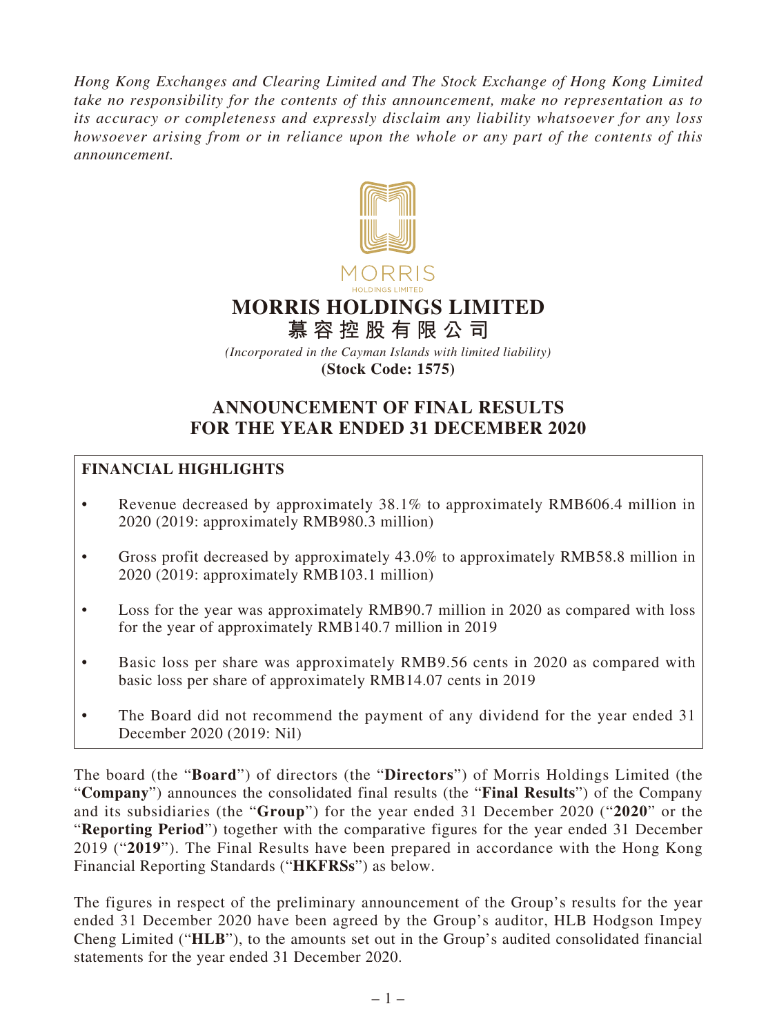*Hong Kong Exchanges and Clearing Limited and The Stock Exchange of Hong Kong Limited take no responsibility for the contents of this announcement, make no representation as to its accuracy or completeness and expressly disclaim any liability whatsoever for any loss howsoever arising from or in reliance upon the whole or any part of the contents of this announcement.*

MORRIS
HOLDINGS LIMITED

# MORRIS HOLDINGS LIMITED
# 慕容控股有限公司

*(Incorporated in the Cayman Islands with limited liability)*
**(Stock Code: 1575)**

## ANNOUNCEMENT OF FINAL RESULTS FOR THE YEAR ENDED 31 DECEMBER 2020

### FINANCIAL HIGHLIGHTS

- Revenue decreased by approximately 38.1% to approximately RMB606.4 million in 2020 (2019: approximately RMB980.3 million)
- Gross profit decreased by approximately 43.0% to approximately RMB58.8 million in 2020 (2019: approximately RMB103.1 million)
- Loss for the year was approximately RMB90.7 million in 2020 as compared with loss for the year of approximately RMB140.7 million in 2019
- Basic loss per share was approximately RMB9.56 cents in 2020 as compared with basic loss per share of approximately RMB14.07 cents in 2019
- The Board did not recommend the payment of any dividend for the year ended 31 December 2020 (2019: Nil)

The board (the "**Board**") of directors (the "**Directors**") of Morris Holdings Limited (the "**Company**") announces the consolidated final results (the "**Final Results**") of the Company and its subsidiaries (the "**Group**") for the year ended 31 December 2020 ("**2020**" or the "**Reporting Period**") together with the comparative figures for the year ended 31 December 2019 ("**2019**"). The Final Results have been prepared in accordance with the Hong Kong Financial Reporting Standards ("**HKFRSs**") as below.

The figures in respect of the preliminary announcement of the Group's results for the year ended 31 December 2020 have been agreed by the Group's auditor, HLB Hodgson Impey Cheng Limited ("**HLB**"), to the amounts set out in the Group's audited consolidated financial statements for the year ended 31 December 2020.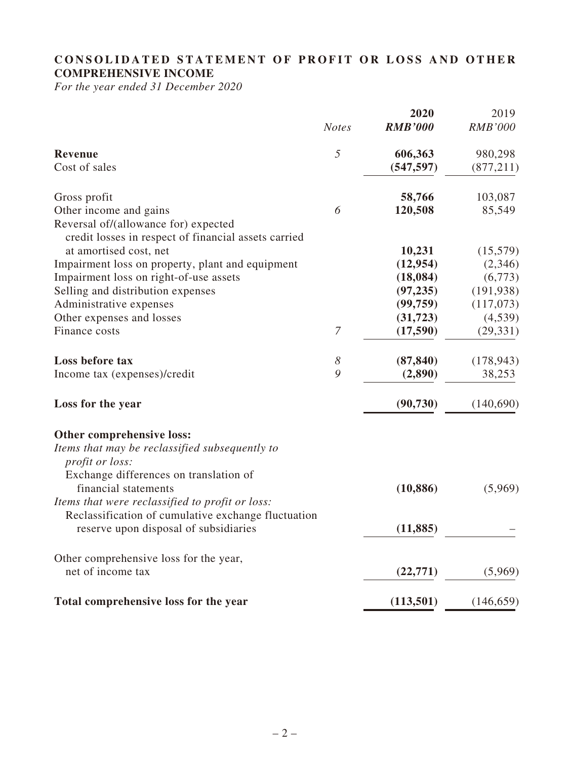# CONSOLIDATED STATEMENT OF PROFIT OR LOSS AND OTHER COMPREHENSIVE INCOME

*For the year ended 31 December 2020*

| | *Notes* | **2020** *RMB'000* | 2019 *RMB'000* |
|---|---|---|---|
| **Revenue** | *5* | **606,363** | 980,298 |
| Cost of sales | | **(547,597)** | (877,211) |
| Gross profit | | **58,766** | 103,087 |
| Other income and gains | *6* | **120,508** | 85,549 |
| Reversal of/(allowance for) expected credit losses in respect of financial assets carried at amortised cost, net | | **10,231** | (15,579) |
| Impairment loss on property, plant and equipment | | **(12,954)** | (2,346) |
| Impairment loss on right-of-use assets | | **(18,084)** | (6,773) |
| Selling and distribution expenses | | **(97,235)** | (191,938) |
| Administrative expenses | | **(99,759)** | (117,073) |
| Other expenses and losses | | **(31,723)** | (4,539) |
| Finance costs | *7* | **(17,590)** | (29,331) |
| **Loss before tax** | *8* | **(87,840)** | (178,943) |
| Income tax (expenses)/credit | *9* | **(2,890)** | 38,253 |
| **Loss for the year** | | **(90,730)** | (140,690) |
| **Other comprehensive loss:** | | | |
| *Items that may be reclassified subsequently to profit or loss:* | | | |
| Exchange differences on translation of financial statements | | **(10,886)** | (5,969) |
| *Items that were reclassified to profit or loss:* | | | |
| Reclassification of cumulative exchange fluctuation reserve upon disposal of subsidiaries | | **(11,885)** | – |
| Other comprehensive loss for the year, net of income tax | | **(22,771)** | (5,969) |
| **Total comprehensive loss for the year** | | **(113,501)** | (146,659) |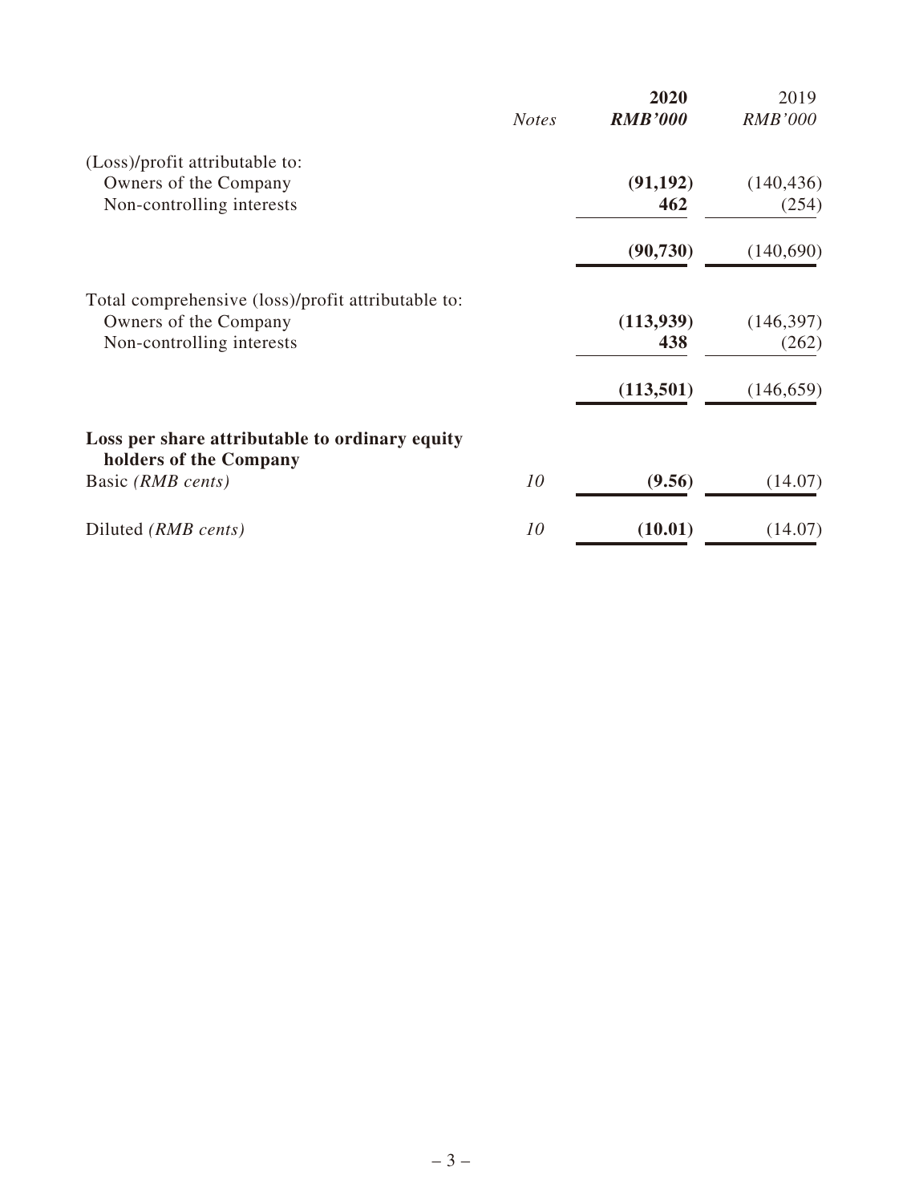| | Notes | 2020<br>RMB'000 | 2019<br>RMB'000 |
|---|---|---|---|
| (Loss)/profit attributable to: | | | |
| Owners of the Company | | **(91,192)** | (140,436) |
| Non-controlling interests | | **462** | (254) |
| | | **(90,730)** | (140,690) |
| Total comprehensive (loss)/profit attributable to: | | | |
| Owners of the Company | | **(113,939)** | (146,397) |
| Non-controlling interests | | **438** | (262) |
| | | **(113,501)** | (146,659) |
| **Loss per share attributable to ordinary equity holders of the Company** | | | |
| Basic *(RMB cents)* | *10* | **(9.56)** | (14.07) |
| Diluted *(RMB cents)* | *10* | **(10.01)** | (14.07) |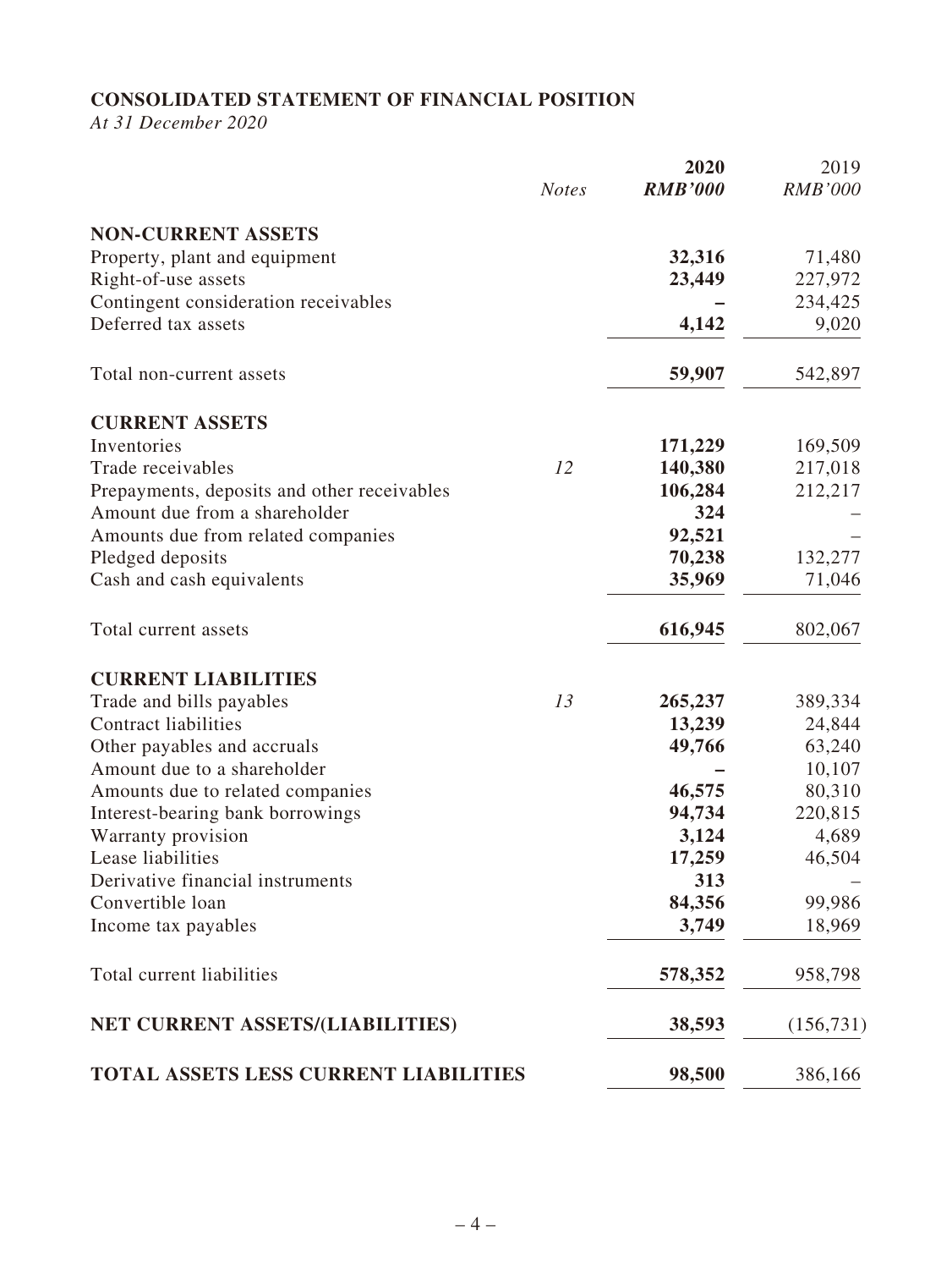## CONSOLIDATED STATEMENT OF FINANCIAL POSITION

*At 31 December 2020*

| | *Notes* | **2020** *RMB'000* | 2019 *RMB'000* |
|---|---|---|---|
| **NON-CURRENT ASSETS** | | | |
| Property, plant and equipment | | **32,316** | 71,480 |
| Right-of-use assets | | **23,449** | 227,972 |
| Contingent consideration receivables | | **–** | 234,425 |
| Deferred tax assets | | **4,142** | 9,020 |
| Total non-current assets | | **59,907** | 542,897 |
| **CURRENT ASSETS** | | | |
| Inventories | | **171,229** | 169,509 |
| Trade receivables | 12 | **140,380** | 217,018 |
| Prepayments, deposits and other receivables | | **106,284** | 212,217 |
| Amount due from a shareholder | | **324** | – |
| Amounts due from related companies | | **92,521** | – |
| Pledged deposits | | **70,238** | 132,277 |
| Cash and cash equivalents | | **35,969** | 71,046 |
| Total current assets | | **616,945** | 802,067 |
| **CURRENT LIABILITIES** | | | |
| Trade and bills payables | 13 | **265,237** | 389,334 |
| Contract liabilities | | **13,239** | 24,844 |
| Other payables and accruals | | **49,766** | 63,240 |
| Amount due to a shareholder | | **–** | 10,107 |
| Amounts due to related companies | | **46,575** | 80,310 |
| Interest-bearing bank borrowings | | **94,734** | 220,815 |
| Warranty provision | | **3,124** | 4,689 |
| Lease liabilities | | **17,259** | 46,504 |
| Derivative financial instruments | | **313** | – |
| Convertible loan | | **84,356** | 99,986 |
| Income tax payables | | **3,749** | 18,969 |
| Total current liabilities | | **578,352** | 958,798 |
| **NET CURRENT ASSETS/(LIABILITIES)** | | **38,593** | (156,731) |
| **TOTAL ASSETS LESS CURRENT LIABILITIES** | | **98,500** | 386,166 |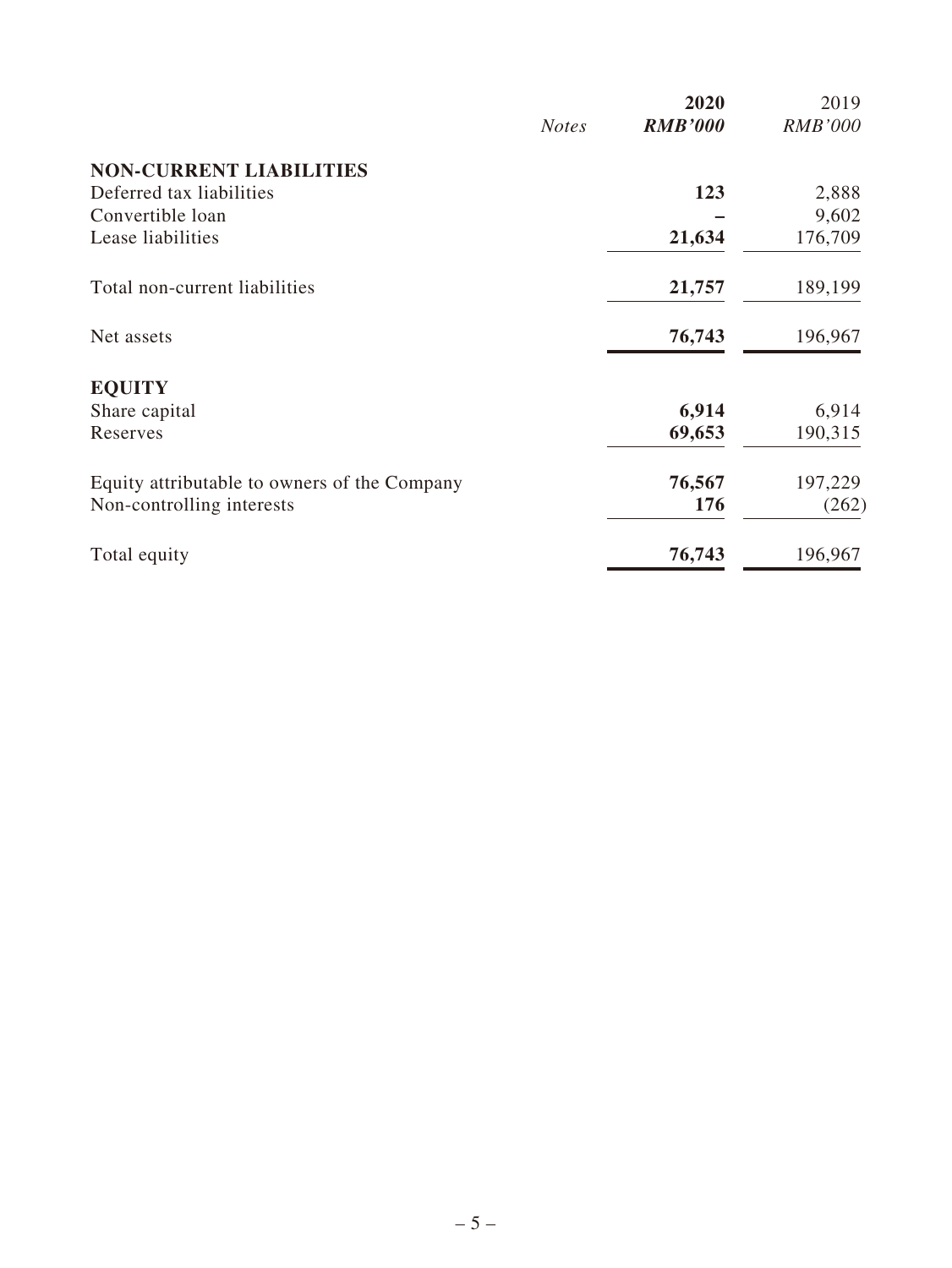| | Notes | 2020 RMB'000 | 2019 RMB'000 |
|---|---|---|---|
| **NON-CURRENT LIABILITIES** | | | |
| Deferred tax liabilities | | **123** | 2,888 |
| Convertible loan | | **–** | 9,602 |
| Lease liabilities | | **21,634** | 176,709 |
| Total non-current liabilities | | **21,757** | 189,199 |
| Net assets | | **76,743** | 196,967 |
| **EQUITY** | | | |
| Share capital | | **6,914** | 6,914 |
| Reserves | | **69,653** | 190,315 |
| Equity attributable to owners of the Company | | **76,567** | 197,229 |
| Non-controlling interests | | **176** | (262) |
| Total equity | | **76,743** | 196,967 |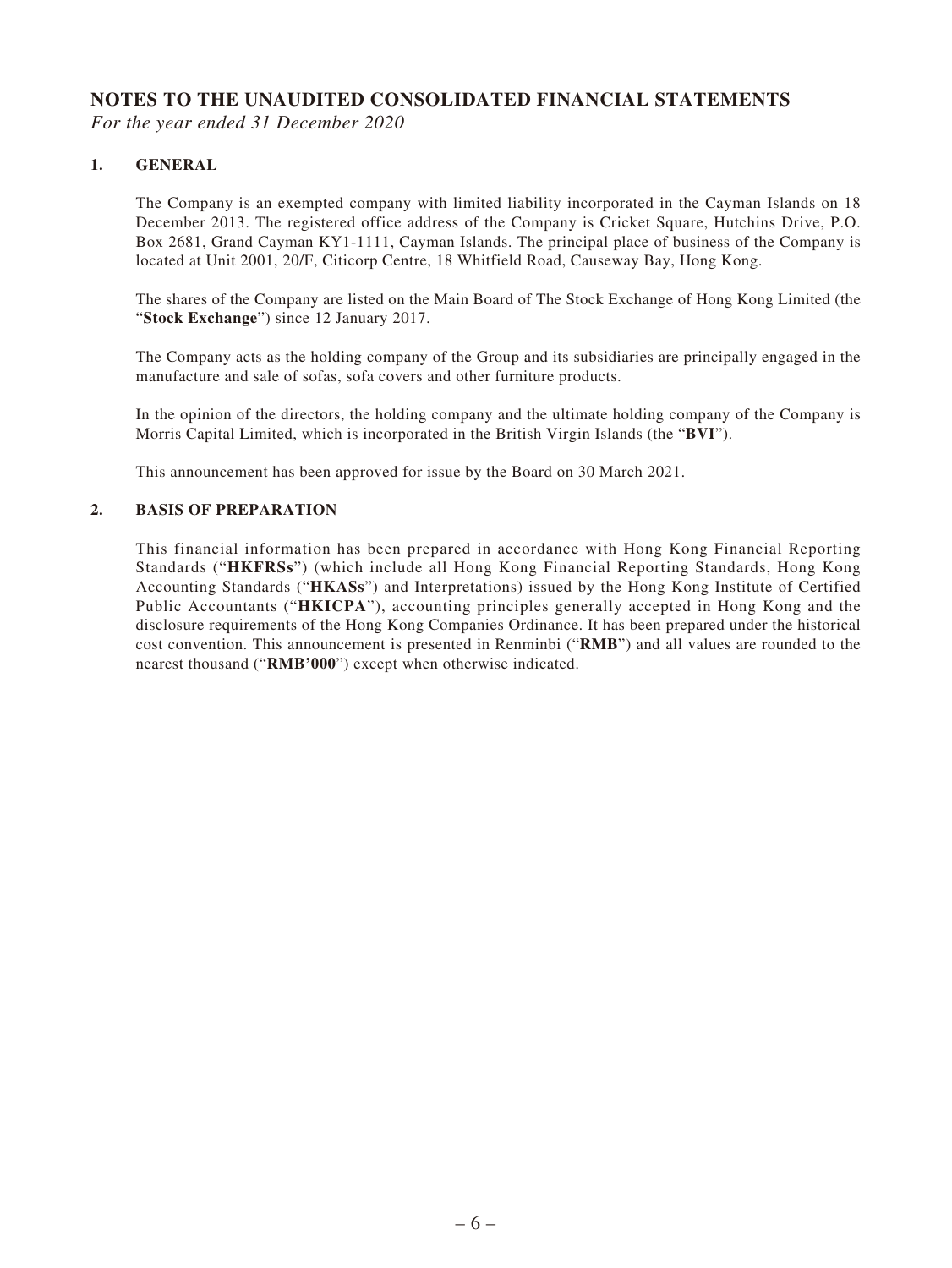# NOTES TO THE UNAUDITED CONSOLIDATED FINANCIAL STATEMENTS

*For the year ended 31 December 2020*

## 1. GENERAL

The Company is an exempted company with limited liability incorporated in the Cayman Islands on 18 December 2013. The registered office address of the Company is Cricket Square, Hutchins Drive, P.O. Box 2681, Grand Cayman KY1-1111, Cayman Islands. The principal place of business of the Company is located at Unit 2001, 20/F, Citicorp Centre, 18 Whitfield Road, Causeway Bay, Hong Kong.

The shares of the Company are listed on the Main Board of The Stock Exchange of Hong Kong Limited (the "**Stock Exchange**") since 12 January 2017.

The Company acts as the holding company of the Group and its subsidiaries are principally engaged in the manufacture and sale of sofas, sofa covers and other furniture products.

In the opinion of the directors, the holding company and the ultimate holding company of the Company is Morris Capital Limited, which is incorporated in the British Virgin Islands (the "**BVI**").

This announcement has been approved for issue by the Board on 30 March 2021.

## 2. BASIS OF PREPARATION

This financial information has been prepared in accordance with Hong Kong Financial Reporting Standards ("**HKFRSs**") (which include all Hong Kong Financial Reporting Standards, Hong Kong Accounting Standards ("**HKASs**") and Interpretations) issued by the Hong Kong Institute of Certified Public Accountants ("**HKICPA**"), accounting principles generally accepted in Hong Kong and the disclosure requirements of the Hong Kong Companies Ordinance. It has been prepared under the historical cost convention. This announcement is presented in Renminbi ("**RMB**") and all values are rounded to the nearest thousand ("**RMB'000**") except when otherwise indicated.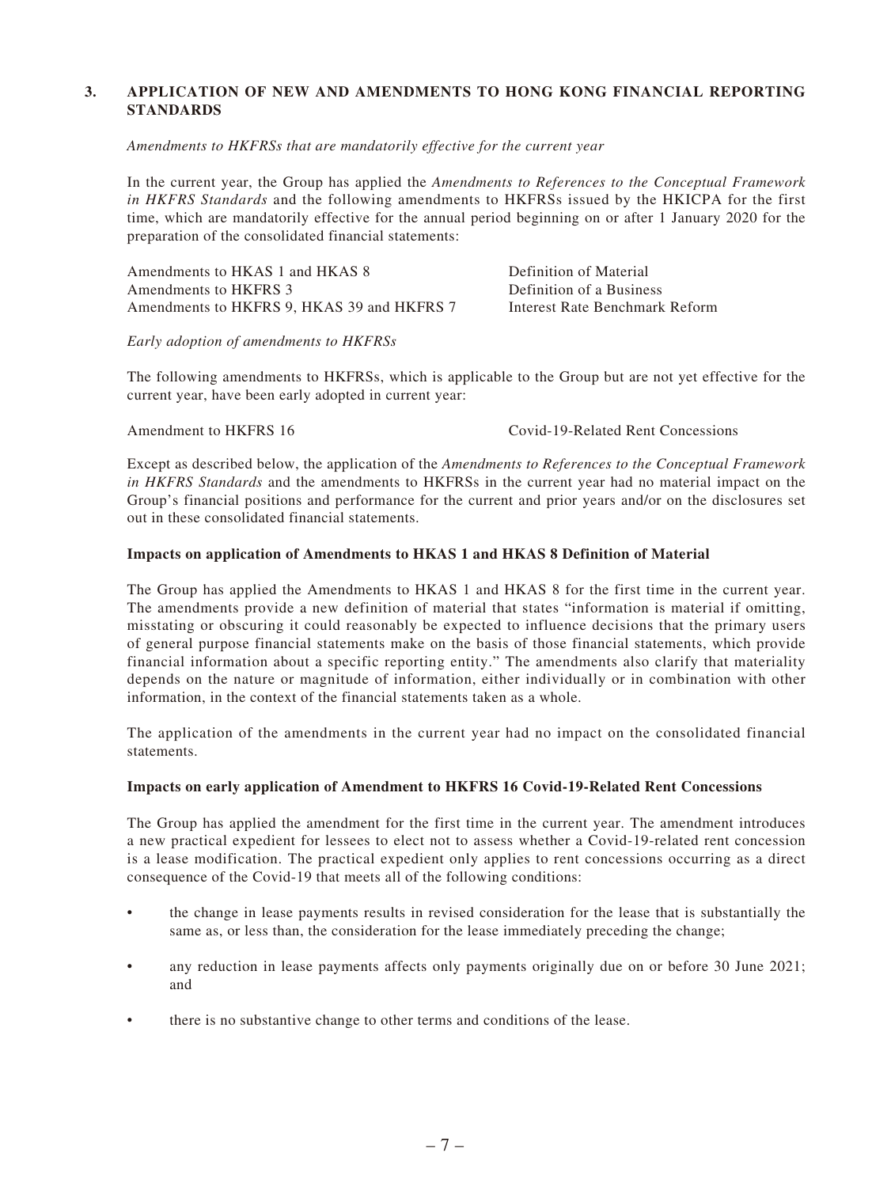## 3. APPLICATION OF NEW AND AMENDMENTS TO HONG KONG FINANCIAL REPORTING STANDARDS

*Amendments to HKFRSs that are mandatorily effective for the current year*

In the current year, the Group has applied the *Amendments to References to the Conceptual Framework in HKFRS Standards* and the following amendments to HKFRSs issued by the HKICPA for the first time, which are mandatorily effective for the annual period beginning on or after 1 January 2020 for the preparation of the consolidated financial statements:

| | |
|---|---|
| Amendments to HKAS 1 and HKAS 8 | Definition of Material |
| Amendments to HKFRS 3 | Definition of a Business |
| Amendments to HKFRS 9, HKAS 39 and HKFRS 7 | Interest Rate Benchmark Reform |

*Early adoption of amendments to HKFRSs*

The following amendments to HKFRSs, which is applicable to the Group but are not yet effective for the current year, have been early adopted in current year:

| | |
|---|---|
| Amendment to HKFRS 16 | Covid-19-Related Rent Concessions |

Except as described below, the application of the *Amendments to References to the Conceptual Framework in HKFRS Standards* and the amendments to HKFRSs in the current year had no material impact on the Group's financial positions and performance for the current and prior years and/or on the disclosures set out in these consolidated financial statements.

**Impacts on application of Amendments to HKAS 1 and HKAS 8 Definition of Material**

The Group has applied the Amendments to HKAS 1 and HKAS 8 for the first time in the current year. The amendments provide a new definition of material that states "information is material if omitting, misstating or obscuring it could reasonably be expected to influence decisions that the primary users of general purpose financial statements make on the basis of those financial statements, which provide financial information about a specific reporting entity." The amendments also clarify that materiality depends on the nature or magnitude of information, either individually or in combination with other information, in the context of the financial statements taken as a whole.

The application of the amendments in the current year had no impact on the consolidated financial statements.

**Impacts on early application of Amendment to HKFRS 16 Covid-19-Related Rent Concessions**

The Group has applied the amendment for the first time in the current year. The amendment introduces a new practical expedient for lessees to elect not to assess whether a Covid-19-related rent concession is a lease modification. The practical expedient only applies to rent concessions occurring as a direct consequence of the Covid-19 that meets all of the following conditions:

- the change in lease payments results in revised consideration for the lease that is substantially the same as, or less than, the consideration for the lease immediately preceding the change;
- any reduction in lease payments affects only payments originally due on or before 30 June 2021; and
- there is no substantive change to other terms and conditions of the lease.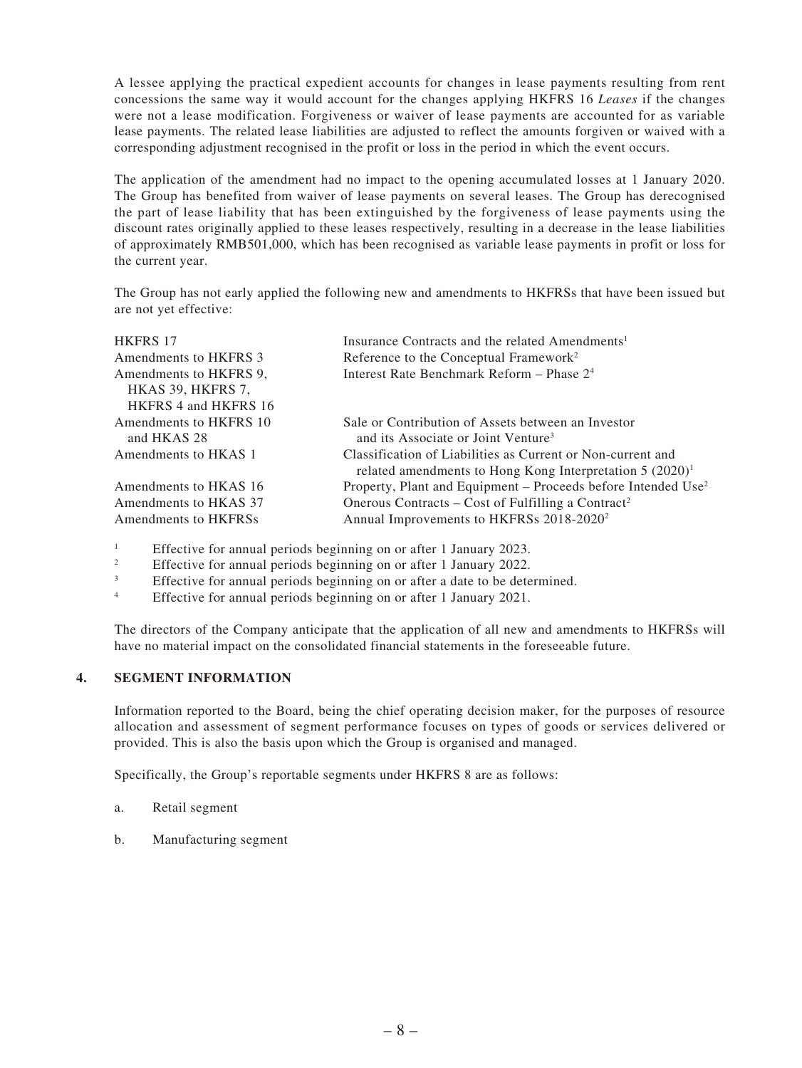A lessee applying the practical expedient accounts for changes in lease payments resulting from rent concessions the same way it would account for the changes applying HKFRS 16 *Leases* if the changes were not a lease modification. Forgiveness or waiver of lease payments are accounted for as variable lease payments. The related lease liabilities are adjusted to reflect the amounts forgiven or waived with a corresponding adjustment recognised in the profit or loss in the period in which the event occurs.

The application of the amendment had no impact to the opening accumulated losses at 1 January 2020. The Group has benefited from waiver of lease payments on several leases. The Group has derecognised the part of lease liability that has been extinguished by the forgiveness of lease payments using the discount rates originally applied to these leases respectively, resulting in a decrease in the lease liabilities of approximately RMB501,000, which has been recognised as variable lease payments in profit or loss for the current year.

The Group has not early applied the following new and amendments to HKFRSs that have been issued but are not yet effective:

| | |
|---|---|
| HKFRS 17 | Insurance Contracts and the related Amendments[1] |
| Amendments to HKFRS 3 | Reference to the Conceptual Framework[2] |
| Amendments to HKFRS 9, HKAS 39, HKFRS 7, HKFRS 4 and HKFRS 16 | Interest Rate Benchmark Reform – Phase 2[4] |
| Amendments to HKFRS 10 and HKAS 28 | Sale or Contribution of Assets between an Investor and its Associate or Joint Venture[3] |
| Amendments to HKAS 1 | Classification of Liabilities as Current or Non-current and related amendments to Hong Kong Interpretation 5 (2020)[1] |
| Amendments to HKAS 16 | Property, Plant and Equipment – Proceeds before Intended Use[2] |
| Amendments to HKAS 37 | Onerous Contracts – Cost of Fulfilling a Contract[2] |
| Amendments to HKFRSs | Annual Improvements to HKFRSs 2018-2020[2] |

[1] Effective for annual periods beginning on or after 1 January 2023.

[2] Effective for annual periods beginning on or after 1 January 2022.

[3] Effective for annual periods beginning on or after a date to be determined.

[4] Effective for annual periods beginning on or after 1 January 2021.

The directors of the Company anticipate that the application of all new and amendments to HKFRSs will have no material impact on the consolidated financial statements in the foreseeable future.

## 4. SEGMENT INFORMATION

Information reported to the Board, being the chief operating decision maker, for the purposes of resource allocation and assessment of segment performance focuses on types of goods or services delivered or provided. This is also the basis upon which the Group is organised and managed.

Specifically, the Group's reportable segments under HKFRS 8 are as follows:

a. Retail segment

b. Manufacturing segment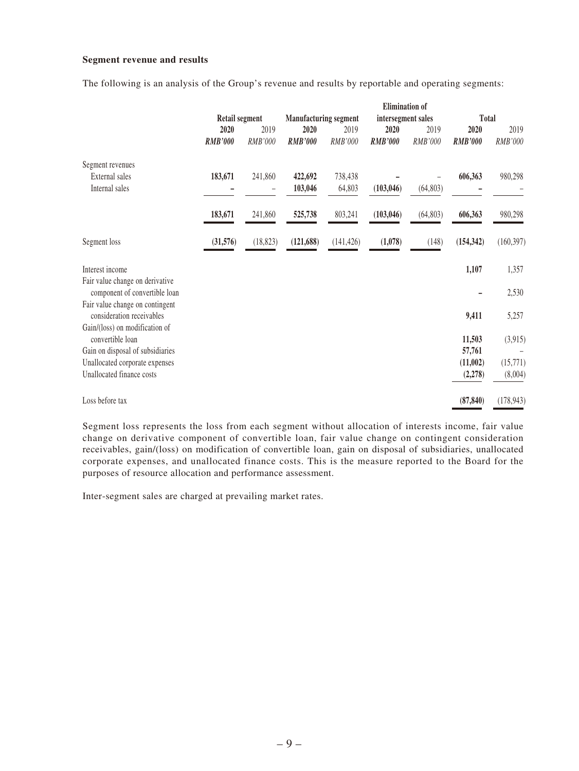**Segment revenue and results**

The following is an analysis of the Group's revenue and results by reportable and operating segments:

| | Retail segment | | Manufacturing segment | | Elimination of intersegment sales | | Total | |
|---|---|---|---|---|---|---|---|---|
| | **2020** | 2019 | **2020** | 2019 | **2020** | 2019 | **2020** | 2019 |
| | ***RMB'000*** | *RMB'000* | ***RMB'000*** | *RMB'000* | ***RMB'000*** | *RMB'000* | ***RMB'000*** | *RMB'000* |
| Segment revenues | | | | | | | | |
| External sales | **183,671** | 241,860 | **422,692** | 738,438 | **–** | – | **606,363** | 980,298 |
| Internal sales | **–** | – | **103,046** | 64,803 | **(103,046)** | (64,803) | **–** | – |
| | **183,671** | 241,860 | **525,738** | 803,241 | **(103,046)** | (64,803) | **606,363** | 980,298 |
| Segment loss | **(31,576)** | (18,823) | **(121,688)** | (141,426) | **(1,078)** | (148) | **(154,342)** | (160,397) |
| Interest income | | | | | | | **1,107** | 1,357 |
| Fair value change on derivative component of convertible loan | | | | | | | **–** | 2,530 |
| Fair value change on contingent consideration receivables | | | | | | | **9,411** | 5,257 |
| Gain/(loss) on modification of convertible loan | | | | | | | **11,503** | (3,915) |
| Gain on disposal of subsidiaries | | | | | | | **57,761** | – |
| Unallocated corporate expenses | | | | | | | **(11,002)** | (15,771) |
| Unallocated finance costs | | | | | | | **(2,278)** | (8,004) |
| Loss before tax | | | | | | | **(87,840)** | (178,943) |

Segment loss represents the loss from each segment without allocation of interests income, fair value change on derivative component of convertible loan, fair value change on contingent consideration receivables, gain/(loss) on modification of convertible loan, gain on disposal of subsidiaries, unallocated corporate expenses, and unallocated finance costs. This is the measure reported to the Board for the purposes of resource allocation and performance assessment.

Inter-segment sales are charged at prevailing market rates.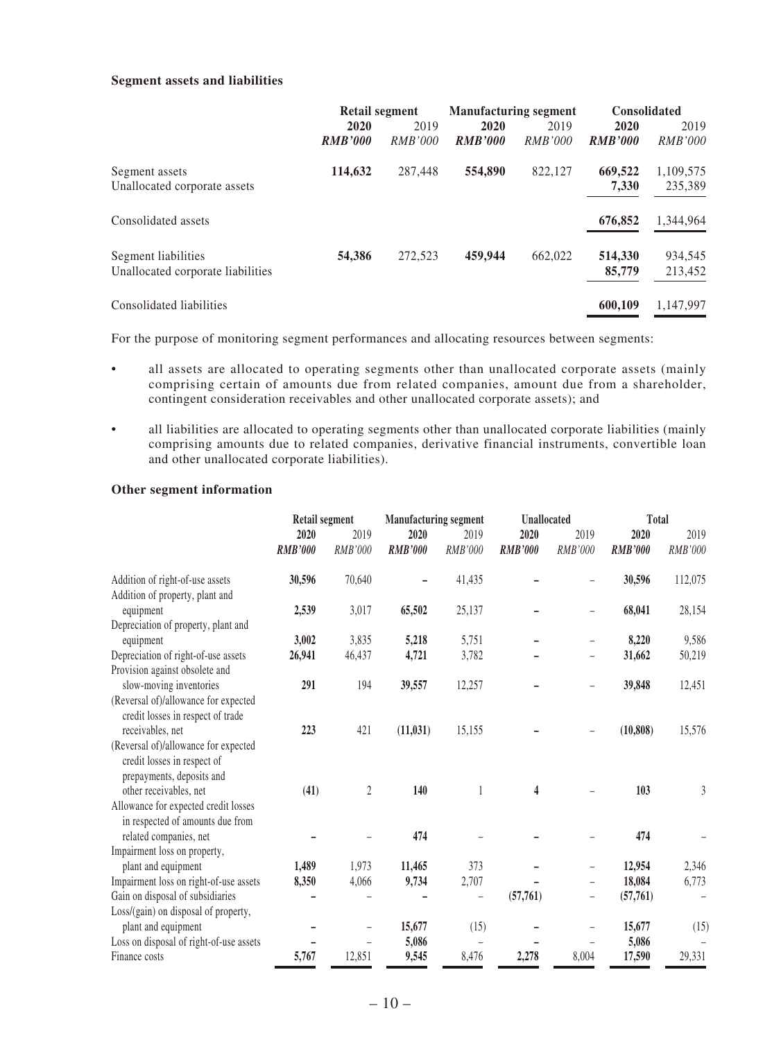**Segment assets and liabilities**

| | Retail segment | | Manufacturing segment | | Consolidated | |
|---|---|---|---|---|---|---|
| | **2020** | 2019 | **2020** | 2019 | **2020** | 2019 |
| | ***RMB'000*** | *RMB'000* | ***RMB'000*** | *RMB'000* | ***RMB'000*** | *RMB'000* |
| Segment assets | **114,632** | 287,448 | **554,890** | 822,127 | **669,522** | 1,109,575 |
| Unallocated corporate assets | | | | | **7,330** | 235,389 |
| Consolidated assets | | | | | **676,852** | 1,344,964 |
| Segment liabilities | **54,386** | 272,523 | **459,944** | 662,022 | **514,330** | 934,545 |
| Unallocated corporate liabilities | | | | | **85,779** | 213,452 |
| Consolidated liabilities | | | | | **600,109** | 1,147,997 |

For the purpose of monitoring segment performances and allocating resources between segments:

- all assets are allocated to operating segments other than unallocated corporate assets (mainly comprising certain of amounts due from related companies, amount due from a shareholder, contingent consideration receivables and other unallocated corporate assets); and
- all liabilities are allocated to operating segments other than unallocated corporate liabilities (mainly comprising amounts due to related companies, derivative financial instruments, convertible loan and other unallocated corporate liabilities).

**Other segment information**

| | Retail segment | | Manufacturing segment | | Unallocated | | Total | |
|---|---|---|---|---|---|---|---|---|
| | **2020** | 2019 | **2020** | 2019 | **2020** | 2019 | **2020** | 2019 |
| | ***RMB'000*** | *RMB'000* | ***RMB'000*** | *RMB'000* | ***RMB'000*** | *RMB'000* | ***RMB'000*** | *RMB'000* |
| Addition of right-of-use assets | **30,596** | 70,640 | **–** | 41,435 | **–** | – | **30,596** | 112,075 |
| Addition of property, plant and equipment | **2,539** | 3,017 | **65,502** | 25,137 | **–** | – | **68,041** | 28,154 |
| Depreciation of property, plant and equipment | **3,002** | 3,835 | **5,218** | 5,751 | **–** | – | **8,220** | 9,586 |
| Depreciation of right-of-use assets | **26,941** | 46,437 | **4,721** | 3,782 | **–** | – | **31,662** | 50,219 |
| Provision against obsolete and slow-moving inventories | **291** | 194 | **39,557** | 12,257 | **–** | – | **39,848** | 12,451 |
| (Reversal of)/allowance for expected credit losses in respect of trade receivables, net | **223** | 421 | **(11,031)** | 15,155 | **–** | – | **(10,808)** | 15,576 |
| (Reversal of)/allowance for expected credit losses in respect of prepayments, deposits and other receivables, net | **(41)** | 2 | **140** | 1 | **4** | – | **103** | 3 |
| Allowance for expected credit losses in respected of amounts due from related companies, net | **–** | – | **474** | – | **–** | – | **474** | – |
| Impairment loss on property, plant and equipment | **1,489** | 1,973 | **11,465** | 373 | **–** | – | **12,954** | 2,346 |
| Impairment loss on right-of-use assets | **8,350** | 4,066 | **9,734** | 2,707 | **–** | – | **18,084** | 6,773 |
| Gain on disposal of subsidiaries | **–** | – | **–** | – | **(57,761)** | – | **(57,761)** | – |
| Loss/(gain) on disposal of property, plant and equipment | **–** | – | **15,677** | (15) | **–** | – | **15,677** | (15) |
| Loss on disposal of right-of-use assets | **–** | – | **5,086** | – | **–** | – | **5,086** | – |
| Finance costs | **5,767** | 12,851 | **9,545** | 8,476 | **2,278** | 8,004 | **17,590** | 29,331 |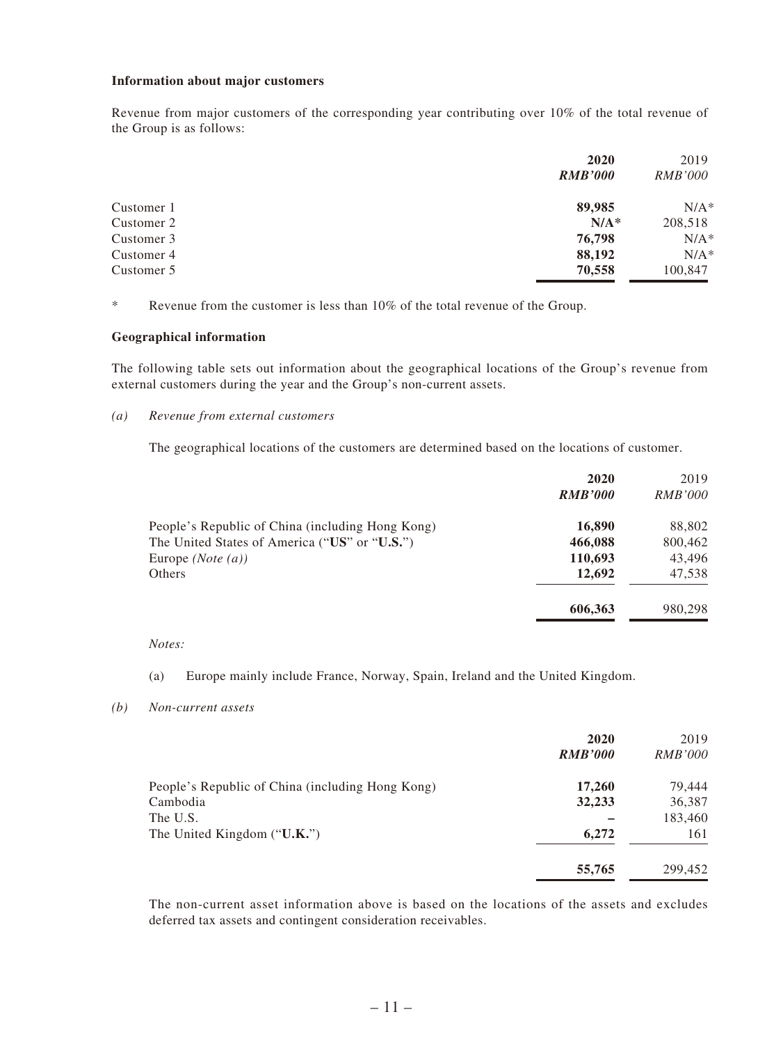**Information about major customers**

Revenue from major customers of the corresponding year contributing over 10% of the total revenue of the Group is as follows:

| | 2020 | 2019 |
|---|---|---|
| | *RMB'000* | *RMB'000* |
| Customer 1 | **89,985** | N/A* |
| Customer 2 | **N/A*** | 208,518 |
| Customer 3 | **76,798** | N/A* |
| Customer 4 | **88,192** | N/A* |
| Customer 5 | **70,558** | 100,847 |

\* Revenue from the customer is less than 10% of the total revenue of the Group.

**Geographical information**

The following table sets out information about the geographical locations of the Group's revenue from external customers during the year and the Group's non-current assets.

*(a) Revenue from external customers*

The geographical locations of the customers are determined based on the locations of customer.

| | 2020 | 2019 |
|---|---|---|
| | *RMB'000* | *RMB'000* |
| People's Republic of China (including Hong Kong) | **16,890** | 88,802 |
| The United States of America ("**US**" or "**U.S.**") | **466,088** | 800,462 |
| Europe *(Note (a))* | **110,693** | 43,496 |
| Others | **12,692** | 47,538 |
| | **606,363** | 980,298 |

*Notes:*

(a) Europe mainly include France, Norway, Spain, Ireland and the United Kingdom.

*(b) Non-current assets*

| | 2020 | 2019 |
|---|---|---|
| | *RMB'000* | *RMB'000* |
| People's Republic of China (including Hong Kong) | **17,260** | 79,444 |
| Cambodia | **32,233** | 36,387 |
| The U.S. | **–** | 183,460 |
| The United Kingdom ("**U.K.**") | **6,272** | 161 |
| | **55,765** | 299,452 |

The non-current asset information above is based on the locations of the assets and excludes deferred tax assets and contingent consideration receivables.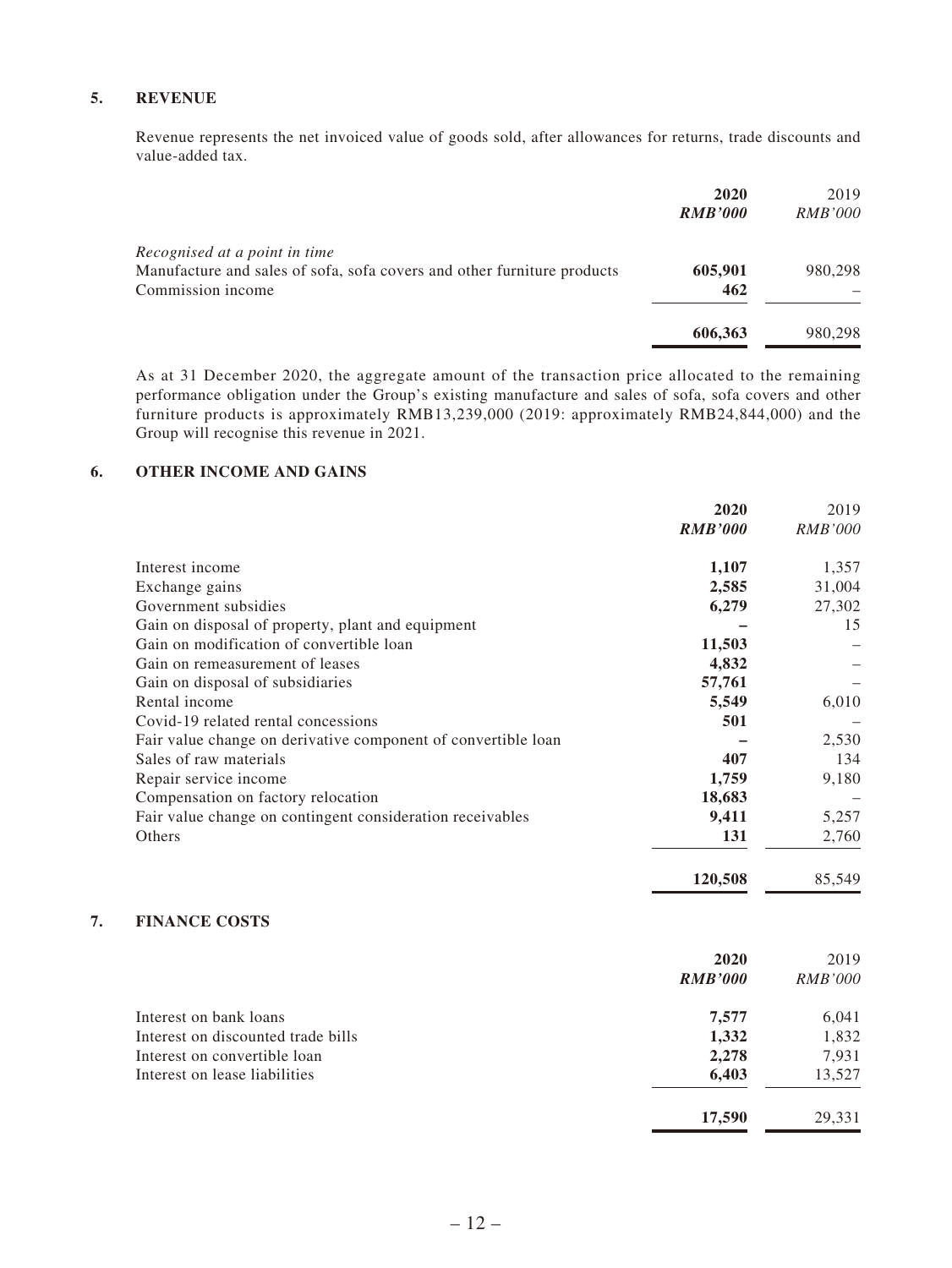## 5. REVENUE

Revenue represents the net invoiced value of goods sold, after allowances for returns, trade discounts and value-added tax.

| | 2020 | 2019 |
|---|---|---|
| | *RMB'000* | *RMB'000* |
| *Recognised at a point in time* | | |
| Manufacture and sales of sofa, sofa covers and other furniture products | **605,901** | 980,298 |
| Commission income | **462** | – |
| | **606,363** | 980,298 |

As at 31 December 2020, the aggregate amount of the transaction price allocated to the remaining performance obligation under the Group's existing manufacture and sales of sofa, sofa covers and other furniture products is approximately RMB13,239,000 (2019: approximately RMB24,844,000) and the Group will recognise this revenue in 2021.

## 6. OTHER INCOME AND GAINS

| | 2020 | 2019 |
|---|---|---|
| | *RMB'000* | *RMB'000* |
| Interest income | **1,107** | 1,357 |
| Exchange gains | **2,585** | 31,004 |
| Government subsidies | **6,279** | 27,302 |
| Gain on disposal of property, plant and equipment | **–** | 15 |
| Gain on modification of convertible loan | **11,503** | – |
| Gain on remeasurement of leases | **4,832** | – |
| Gain on disposal of subsidiaries | **57,761** | – |
| Rental income | **5,549** | 6,010 |
| Covid-19 related rental concessions | **501** | – |
| Fair value change on derivative component of convertible loan | **–** | 2,530 |
| Sales of raw materials | **407** | 134 |
| Repair service income | **1,759** | 9,180 |
| Compensation on factory relocation | **18,683** | – |
| Fair value change on contingent consideration receivables | **9,411** | 5,257 |
| Others | **131** | 2,760 |
| | **120,508** | 85,549 |

## 7. FINANCE COSTS

| | 2020 | 2019 |
|---|---|---|
| | *RMB'000* | *RMB'000* |
| Interest on bank loans | **7,577** | 6,041 |
| Interest on discounted trade bills | **1,332** | 1,832 |
| Interest on convertible loan | **2,278** | 7,931 |
| Interest on lease liabilities | **6,403** | 13,527 |
| | **17,590** | 29,331 |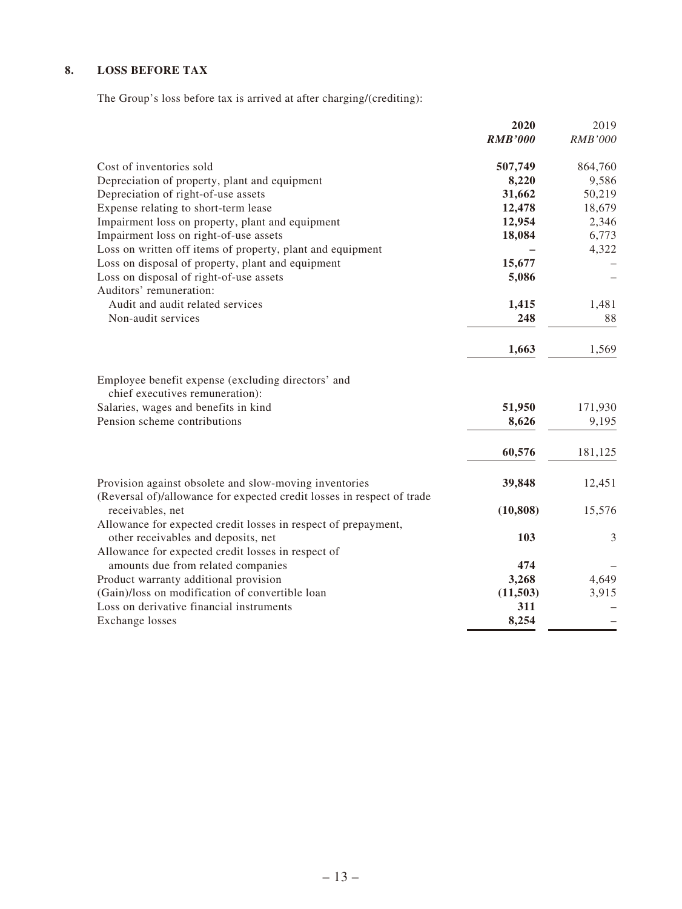## 8. LOSS BEFORE TAX

The Group's loss before tax is arrived at after charging/(crediting):

| | 2020 | 2019 |
|---|---|---|
| | *RMB'000* | *RMB'000* |
| Cost of inventories sold | **507,749** | 864,760 |
| Depreciation of property, plant and equipment | **8,220** | 9,586 |
| Depreciation of right-of-use assets | **31,662** | 50,219 |
| Expense relating to short-term lease | **12,478** | 18,679 |
| Impairment loss on property, plant and equipment | **12,954** | 2,346 |
| Impairment loss on right-of-use assets | **18,084** | 6,773 |
| Loss on written off items of property, plant and equipment | **–** | 4,322 |
| Loss on disposal of property, plant and equipment | **15,677** | – |
| Loss on disposal of right-of-use assets | **5,086** | – |
| Auditors' remuneration: | | |
| Audit and audit related services | **1,415** | 1,481 |
| Non-audit services | **248** | 88 |
| | **1,663** | 1,569 |
| Employee benefit expense (excluding directors' and chief executives remuneration): | | |
| Salaries, wages and benefits in kind | **51,950** | 171,930 |
| Pension scheme contributions | **8,626** | 9,195 |
| | **60,576** | 181,125 |
| Provision against obsolete and slow-moving inventories | **39,848** | 12,451 |
| (Reversal of)/allowance for expected credit losses in respect of trade receivables, net | **(10,808)** | 15,576 |
| Allowance for expected credit losses in respect of prepayment, other receivables and deposits, net | **103** | 3 |
| Allowance for expected credit losses in respect of amounts due from related companies | **474** | – |
| Product warranty additional provision | **3,268** | 4,649 |
| (Gain)/loss on modification of convertible loan | **(11,503)** | 3,915 |
| Loss on derivative financial instruments | **311** | – |
| Exchange losses | **8,254** | – |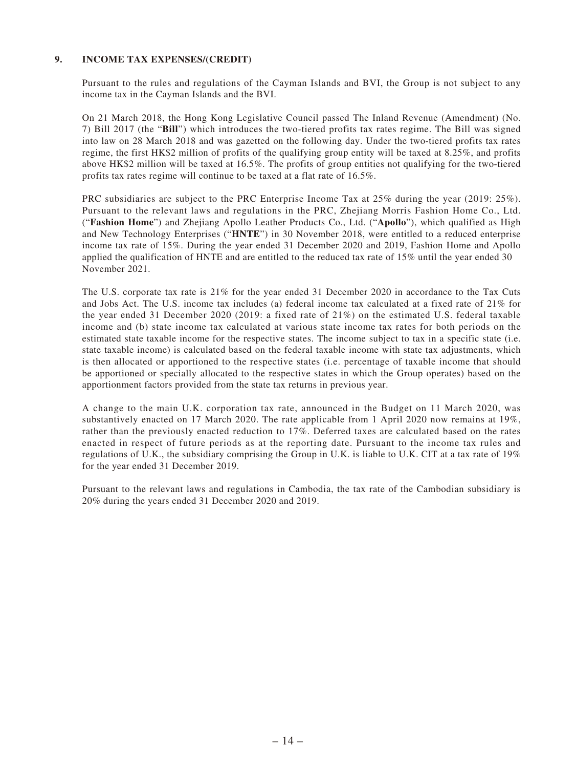## 9. INCOME TAX EXPENSES/(CREDIT)

Pursuant to the rules and regulations of the Cayman Islands and BVI, the Group is not subject to any income tax in the Cayman Islands and the BVI.

On 21 March 2018, the Hong Kong Legislative Council passed The Inland Revenue (Amendment) (No. 7) Bill 2017 (the "**Bill**") which introduces the two-tiered profits tax rates regime. The Bill was signed into law on 28 March 2018 and was gazetted on the following day. Under the two-tiered profits tax rates regime, the first HK$2 million of profits of the qualifying group entity will be taxed at 8.25%, and profits above HK$2 million will be taxed at 16.5%. The profits of group entities not qualifying for the two-tiered profits tax rates regime will continue to be taxed at a flat rate of 16.5%.

PRC subsidiaries are subject to the PRC Enterprise Income Tax at 25% during the year (2019: 25%). Pursuant to the relevant laws and regulations in the PRC, Zhejiang Morris Fashion Home Co., Ltd. ("**Fashion Home**") and Zhejiang Apollo Leather Products Co., Ltd. ("**Apollo**"), which qualified as High and New Technology Enterprises ("**HNTE**") in 30 November 2018, were entitled to a reduced enterprise income tax rate of 15%. During the year ended 31 December 2020 and 2019, Fashion Home and Apollo applied the qualification of HNTE and are entitled to the reduced tax rate of 15% until the year ended 30 November 2021.

The U.S. corporate tax rate is 21% for the year ended 31 December 2020 in accordance to the Tax Cuts and Jobs Act. The U.S. income tax includes (a) federal income tax calculated at a fixed rate of 21% for the year ended 31 December 2020 (2019: a fixed rate of 21%) on the estimated U.S. federal taxable income and (b) state income tax calculated at various state income tax rates for both periods on the estimated state taxable income for the respective states. The income subject to tax in a specific state (i.e. state taxable income) is calculated based on the federal taxable income with state tax adjustments, which is then allocated or apportioned to the respective states (i.e. percentage of taxable income that should be apportioned or specially allocated to the respective states in which the Group operates) based on the apportionment factors provided from the state tax returns in previous year.

A change to the main U.K. corporation tax rate, announced in the Budget on 11 March 2020, was substantively enacted on 17 March 2020. The rate applicable from 1 April 2020 now remains at 19%, rather than the previously enacted reduction to 17%. Deferred taxes are calculated based on the rates enacted in respect of future periods as at the reporting date. Pursuant to the income tax rules and regulations of U.K., the subsidiary comprising the Group in U.K. is liable to U.K. CIT at a tax rate of 19% for the year ended 31 December 2019.

Pursuant to the relevant laws and regulations in Cambodia, the tax rate of the Cambodian subsidiary is 20% during the years ended 31 December 2020 and 2019.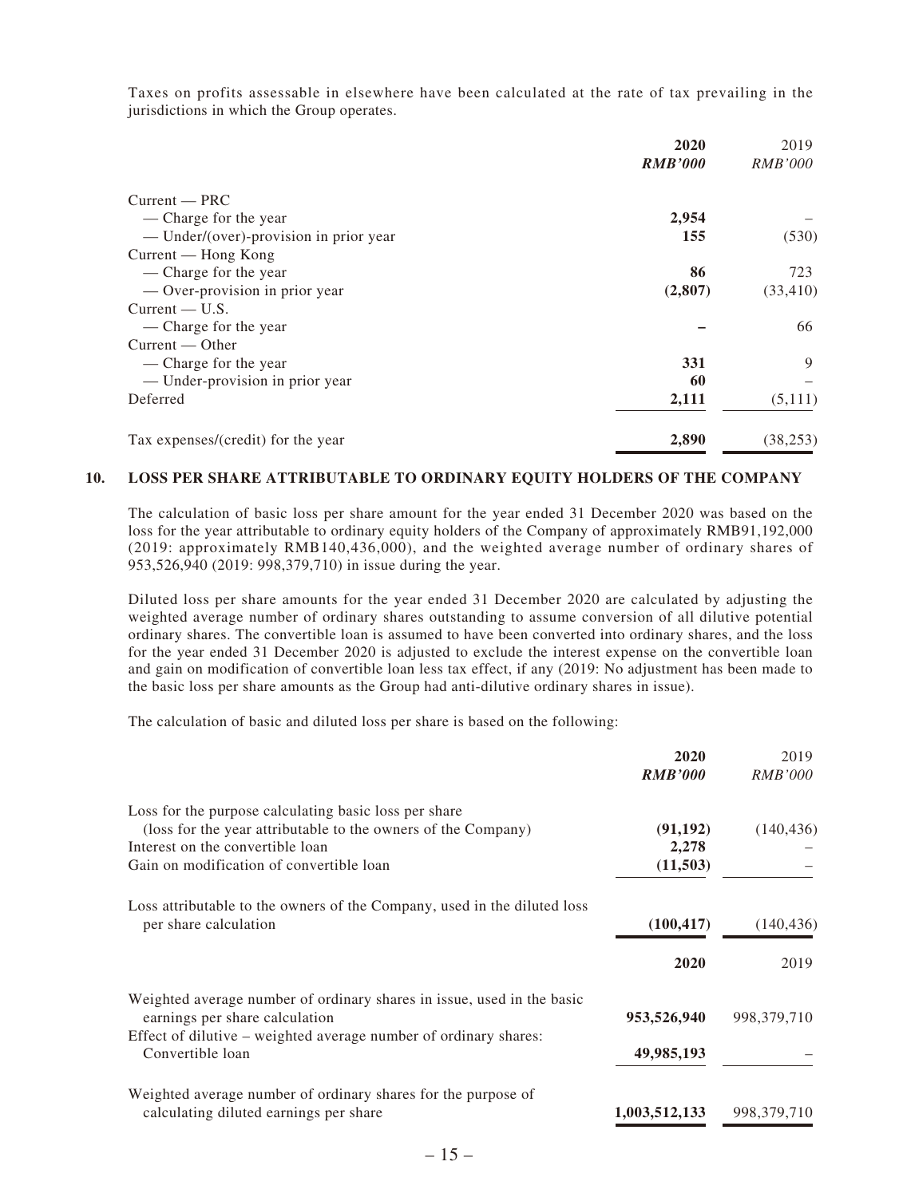Taxes on profits assessable in elsewhere have been calculated at the rate of tax prevailing in the jurisdictions in which the Group operates.

| | **2020** | 2019 |
|---|---|---|
| | ***RMB'000*** | *RMB'000* |
| Current — PRC | | |
| — Charge for the year | **2,954** | – |
| — Under/(over)-provision in prior year | **155** | (530) |
| Current — Hong Kong | | |
| — Charge for the year | **86** | 723 |
| — Over-provision in prior year | **(2,807)** | (33,410) |
| Current — U.S. | | |
| — Charge for the year | **–** | 66 |
| Current — Other | | |
| — Charge for the year | **331** | 9 |
| — Under-provision in prior year | **60** | – |
| Deferred | **2,111** | (5,111) |
| Tax expenses/(credit) for the year | **2,890** | (38,253) |

## 10. LOSS PER SHARE ATTRIBUTABLE TO ORDINARY EQUITY HOLDERS OF THE COMPANY

The calculation of basic loss per share amount for the year ended 31 December 2020 was based on the loss for the year attributable to ordinary equity holders of the Company of approximately RMB91,192,000 (2019: approximately RMB140,436,000), and the weighted average number of ordinary shares of 953,526,940 (2019: 998,379,710) in issue during the year.

Diluted loss per share amounts for the year ended 31 December 2020 are calculated by adjusting the weighted average number of ordinary shares outstanding to assume conversion of all dilutive potential ordinary shares. The convertible loan is assumed to have been converted into ordinary shares, and the loss for the year ended 31 December 2020 is adjusted to exclude the interest expense on the convertible loan and gain on modification of convertible loan less tax effect, if any (2019: No adjustment has been made to the basic loss per share amounts as the Group had anti-dilutive ordinary shares in issue).

The calculation of basic and diluted loss per share is based on the following:

| | **2020** | 2019 |
|---|---|---|
| | ***RMB'000*** | *RMB'000* |
| Loss for the purpose calculating basic loss per share (loss for the year attributable to the owners of the Company) | **(91,192)** | (140,436) |
| Interest on the convertible loan | **2,278** | – |
| Gain on modification of convertible loan | **(11,503)** | – |
| Loss attributable to the owners of the Company, used in the diluted loss per share calculation | **(100,417)** | (140,436) |

| | **2020** | 2019 |
|---|---|---|
| Weighted average number of ordinary shares in issue, used in the basic earnings per share calculation | **953,526,940** | 998,379,710 |
| Effect of dilutive – weighted average number of ordinary shares: Convertible loan | **49,985,193** | – |
| Weighted average number of ordinary shares for the purpose of calculating diluted earnings per share | **1,003,512,133** | 998,379,710 |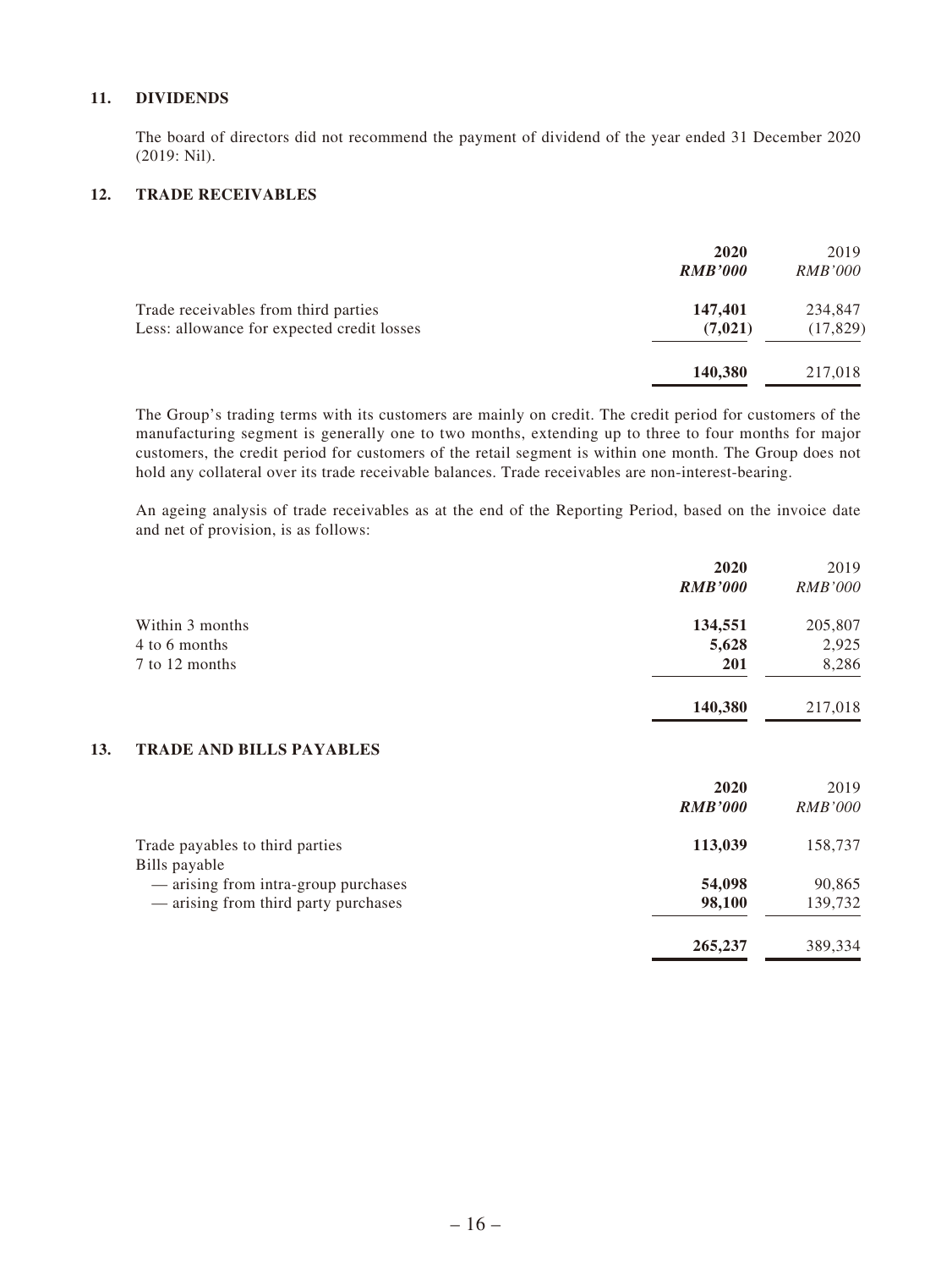## 11. DIVIDENDS

The board of directors did not recommend the payment of dividend of the year ended 31 December 2020 (2019: Nil).

## 12. TRADE RECEIVABLES

| | **2020** | 2019 |
|---|---|---|
| | ***RMB'000*** | *RMB'000* |
| Trade receivables from third parties | **147,401** | 234,847 |
| Less: allowance for expected credit losses | **(7,021)** | (17,829) |
| | **140,380** | 217,018 |

The Group's trading terms with its customers are mainly on credit. The credit period for customers of the manufacturing segment is generally one to two months, extending up to three to four months for major customers, the credit period for customers of the retail segment is within one month. The Group does not hold any collateral over its trade receivable balances. Trade receivables are non-interest-bearing.

An ageing analysis of trade receivables as at the end of the Reporting Period, based on the invoice date and net of provision, is as follows:

| | **2020** | 2019 |
|---|---|---|
| | ***RMB'000*** | *RMB'000* |
| Within 3 months | **134,551** | 205,807 |
| 4 to 6 months | **5,628** | 2,925 |
| 7 to 12 months | **201** | 8,286 |
| | **140,380** | 217,018 |

## 13. TRADE AND BILLS PAYABLES

| | **2020** | 2019 |
|---|---|---|
| | ***RMB'000*** | *RMB'000* |
| Trade payables to third parties | **113,039** | 158,737 |
| Bills payable | | |
| — arising from intra-group purchases | **54,098** | 90,865 |
| — arising from third party purchases | **98,100** | 139,732 |
| | **265,237** | 389,334 |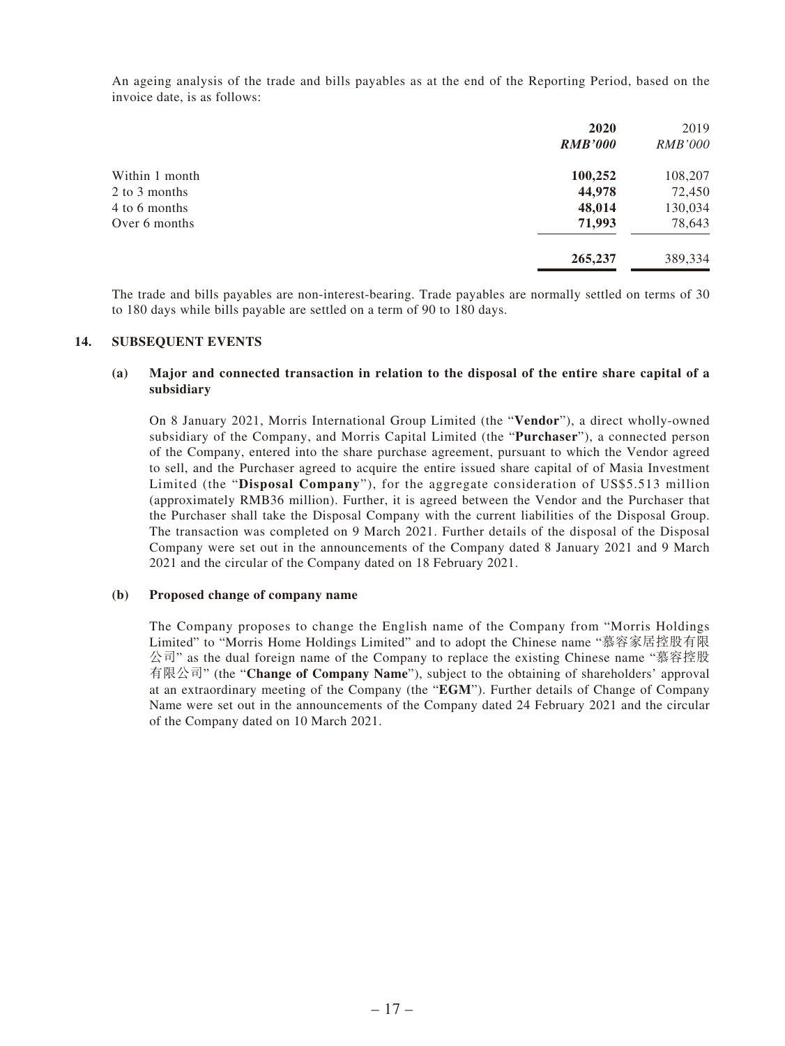An ageing analysis of the trade and bills payables as at the end of the Reporting Period, based on the invoice date, is as follows:

| | **2020** | 2019 |
|---|---|---|
| | ***RMB'000*** | *RMB'000* |
| Within 1 month | **100,252** | 108,207 |
| 2 to 3 months | **44,978** | 72,450 |
| 4 to 6 months | **48,014** | 130,034 |
| Over 6 months | **71,993** | 78,643 |
| | **265,237** | 389,334 |

The trade and bills payables are non-interest-bearing. Trade payables are normally settled on terms of 30 to 180 days while bills payable are settled on a term of 90 to 180 days.

## 14. SUBSEQUENT EVENTS

### (a) Major and connected transaction in relation to the disposal of the entire share capital of a subsidiary

On 8 January 2021, Morris International Group Limited (the "**Vendor**"), a direct wholly-owned subsidiary of the Company, and Morris Capital Limited (the "**Purchaser**"), a connected person of the Company, entered into the share purchase agreement, pursuant to which the Vendor agreed to sell, and the Purchaser agreed to acquire the entire issued share capital of of Masia Investment Limited (the "**Disposal Company**"), for the aggregate consideration of US$5.513 million (approximately RMB36 million). Further, it is agreed between the Vendor and the Purchaser that the Purchaser shall take the Disposal Company with the current liabilities of the Disposal Group. The transaction was completed on 9 March 2021. Further details of the disposal of the Disposal Company were set out in the announcements of the Company dated 8 January 2021 and 9 March 2021 and the circular of the Company dated on 18 February 2021.

### (b) Proposed change of company name

The Company proposes to change the English name of the Company from "Morris Holdings Limited" to "Morris Home Holdings Limited" and to adopt the Chinese name "慕容家居控股有限公司" as the dual foreign name of the Company to replace the existing Chinese name "慕容控股有限公司" (the "**Change of Company Name**"), subject to the obtaining of shareholders' approval at an extraordinary meeting of the Company (the "**EGM**"). Further details of Change of Company Name were set out in the announcements of the Company dated 24 February 2021 and the circular of the Company dated on 10 March 2021.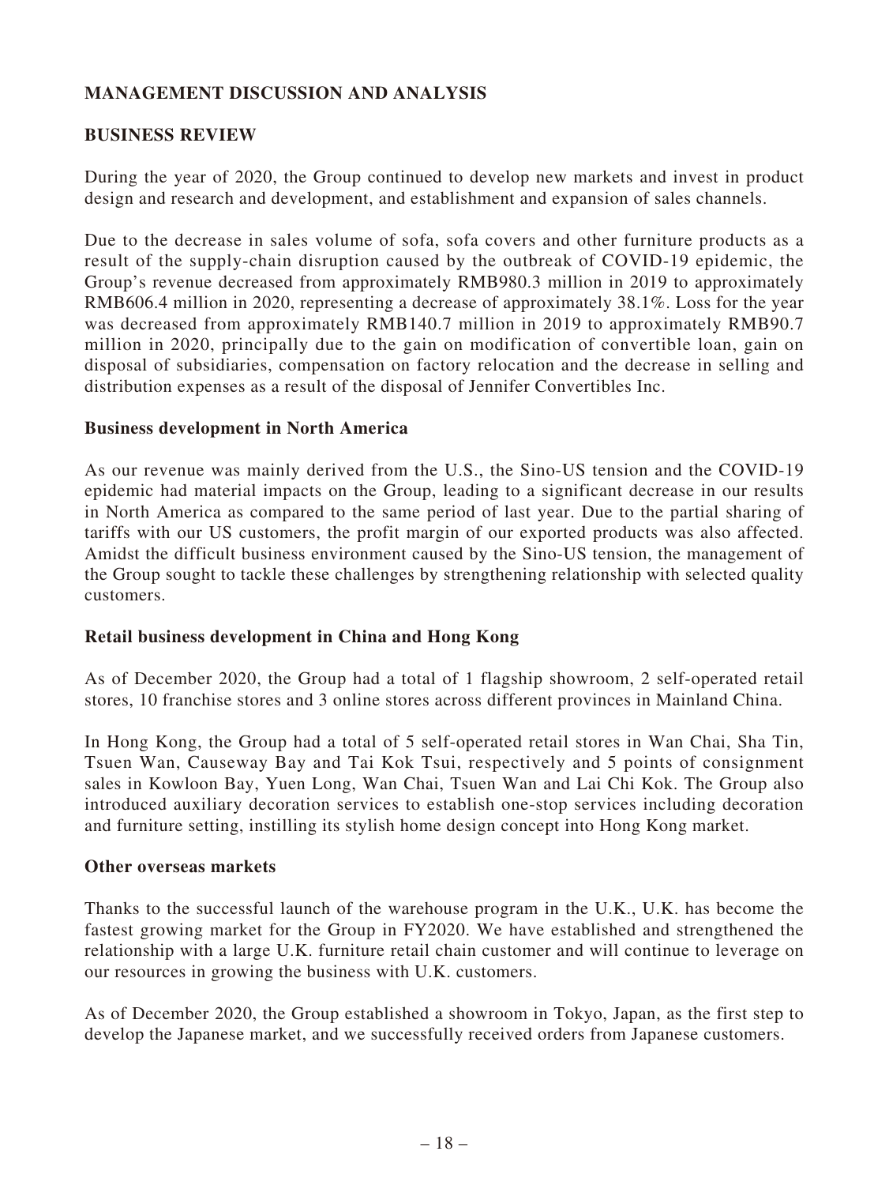## MANAGEMENT DISCUSSION AND ANALYSIS

### BUSINESS REVIEW

During the year of 2020, the Group continued to develop new markets and invest in product design and research and development, and establishment and expansion of sales channels.

Due to the decrease in sales volume of sofa, sofa covers and other furniture products as a result of the supply-chain disruption caused by the outbreak of COVID-19 epidemic, the Group's revenue decreased from approximately RMB980.3 million in 2019 to approximately RMB606.4 million in 2020, representing a decrease of approximately 38.1%. Loss for the year was decreased from approximately RMB140.7 million in 2019 to approximately RMB90.7 million in 2020, principally due to the gain on modification of convertible loan, gain on disposal of subsidiaries, compensation on factory relocation and the decrease in selling and distribution expenses as a result of the disposal of Jennifer Convertibles Inc.

#### Business development in North America

As our revenue was mainly derived from the U.S., the Sino-US tension and the COVID-19 epidemic had material impacts on the Group, leading to a significant decrease in our results in North America as compared to the same period of last year. Due to the partial sharing of tariffs with our US customers, the profit margin of our exported products was also affected. Amidst the difficult business environment caused by the Sino-US tension, the management of the Group sought to tackle these challenges by strengthening relationship with selected quality customers.

#### Retail business development in China and Hong Kong

As of December 2020, the Group had a total of 1 flagship showroom, 2 self-operated retail stores, 10 franchise stores and 3 online stores across different provinces in Mainland China.

In Hong Kong, the Group had a total of 5 self-operated retail stores in Wan Chai, Sha Tin, Tsuen Wan, Causeway Bay and Tai Kok Tsui, respectively and 5 points of consignment sales in Kowloon Bay, Yuen Long, Wan Chai, Tsuen Wan and Lai Chi Kok. The Group also introduced auxiliary decoration services to establish one-stop services including decoration and furniture setting, instilling its stylish home design concept into Hong Kong market.

#### Other overseas markets

Thanks to the successful launch of the warehouse program in the U.K., U.K. has become the fastest growing market for the Group in FY2020. We have established and strengthened the relationship with a large U.K. furniture retail chain customer and will continue to leverage on our resources in growing the business with U.K. customers.

As of December 2020, the Group established a showroom in Tokyo, Japan, as the first step to develop the Japanese market, and we successfully received orders from Japanese customers.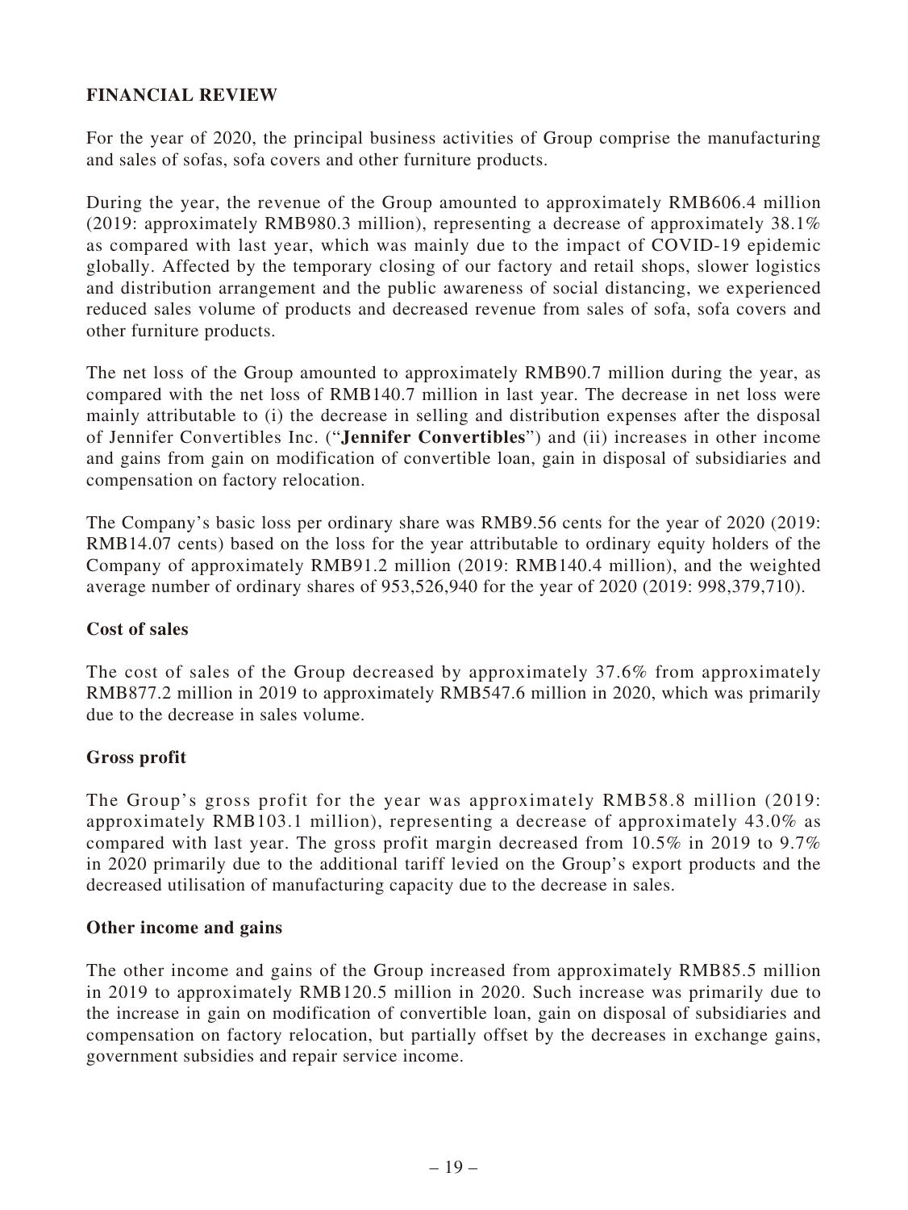## FINANCIAL REVIEW

For the year of 2020, the principal business activities of Group comprise the manufacturing and sales of sofas, sofa covers and other furniture products.

During the year, the revenue of the Group amounted to approximately RMB606.4 million (2019: approximately RMB980.3 million), representing a decrease of approximately 38.1% as compared with last year, which was mainly due to the impact of COVID-19 epidemic globally. Affected by the temporary closing of our factory and retail shops, slower logistics and distribution arrangement and the public awareness of social distancing, we experienced reduced sales volume of products and decreased revenue from sales of sofa, sofa covers and other furniture products.

The net loss of the Group amounted to approximately RMB90.7 million during the year, as compared with the net loss of RMB140.7 million in last year. The decrease in net loss were mainly attributable to (i) the decrease in selling and distribution expenses after the disposal of Jennifer Convertibles Inc. ("**Jennifer Convertibles**") and (ii) increases in other income and gains from gain on modification of convertible loan, gain in disposal of subsidiaries and compensation on factory relocation.

The Company's basic loss per ordinary share was RMB9.56 cents for the year of 2020 (2019: RMB14.07 cents) based on the loss for the year attributable to ordinary equity holders of the Company of approximately RMB91.2 million (2019: RMB140.4 million), and the weighted average number of ordinary shares of 953,526,940 for the year of 2020 (2019: 998,379,710).

### Cost of sales

The cost of sales of the Group decreased by approximately 37.6% from approximately RMB877.2 million in 2019 to approximately RMB547.6 million in 2020, which was primarily due to the decrease in sales volume.

### Gross profit

The Group's gross profit for the year was approximately RMB58.8 million (2019: approximately RMB103.1 million), representing a decrease of approximately 43.0% as compared with last year. The gross profit margin decreased from 10.5% in 2019 to 9.7% in 2020 primarily due to the additional tariff levied on the Group's export products and the decreased utilisation of manufacturing capacity due to the decrease in sales.

### Other income and gains

The other income and gains of the Group increased from approximately RMB85.5 million in 2019 to approximately RMB120.5 million in 2020. Such increase was primarily due to the increase in gain on modification of convertible loan, gain on disposal of subsidiaries and compensation on factory relocation, but partially offset by the decreases in exchange gains, government subsidies and repair service income.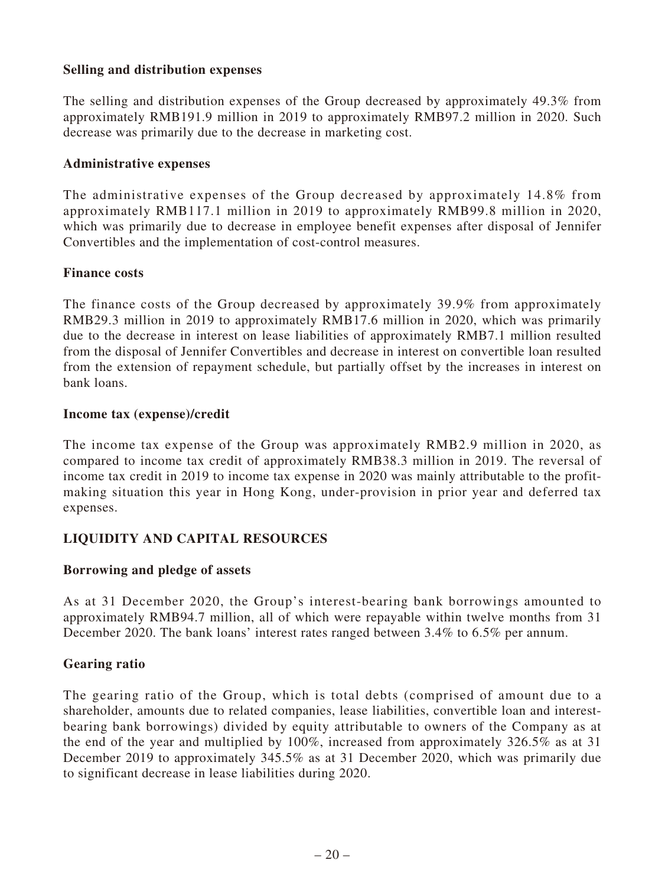**Selling and distribution expenses**

The selling and distribution expenses of the Group decreased by approximately 49.3% from approximately RMB191.9 million in 2019 to approximately RMB97.2 million in 2020. Such decrease was primarily due to the decrease in marketing cost.

**Administrative expenses**

The administrative expenses of the Group decreased by approximately 14.8% from approximately RMB117.1 million in 2019 to approximately RMB99.8 million in 2020, which was primarily due to decrease in employee benefit expenses after disposal of Jennifer Convertibles and the implementation of cost-control measures.

**Finance costs**

The finance costs of the Group decreased by approximately 39.9% from approximately RMB29.3 million in 2019 to approximately RMB17.6 million in 2020, which was primarily due to the decrease in interest on lease liabilities of approximately RMB7.1 million resulted from the disposal of Jennifer Convertibles and decrease in interest on convertible loan resulted from the extension of repayment schedule, but partially offset by the increases in interest on bank loans.

**Income tax (expense)/credit**

The income tax expense of the Group was approximately RMB2.9 million in 2020, as compared to income tax credit of approximately RMB38.3 million in 2019. The reversal of income tax credit in 2019 to income tax expense in 2020 was mainly attributable to the profit-making situation this year in Hong Kong, under-provision in prior year and deferred tax expenses.

## LIQUIDITY AND CAPITAL RESOURCES

**Borrowing and pledge of assets**

As at 31 December 2020, the Group's interest-bearing bank borrowings amounted to approximately RMB94.7 million, all of which were repayable within twelve months from 31 December 2020. The bank loans' interest rates ranged between 3.4% to 6.5% per annum.

**Gearing ratio**

The gearing ratio of the Group, which is total debts (comprised of amount due to a shareholder, amounts due to related companies, lease liabilities, convertible loan and interest-bearing bank borrowings) divided by equity attributable to owners of the Company as at the end of the year and multiplied by 100%, increased from approximately 326.5% as at 31 December 2019 to approximately 345.5% as at 31 December 2020, which was primarily due to significant decrease in lease liabilities during 2020.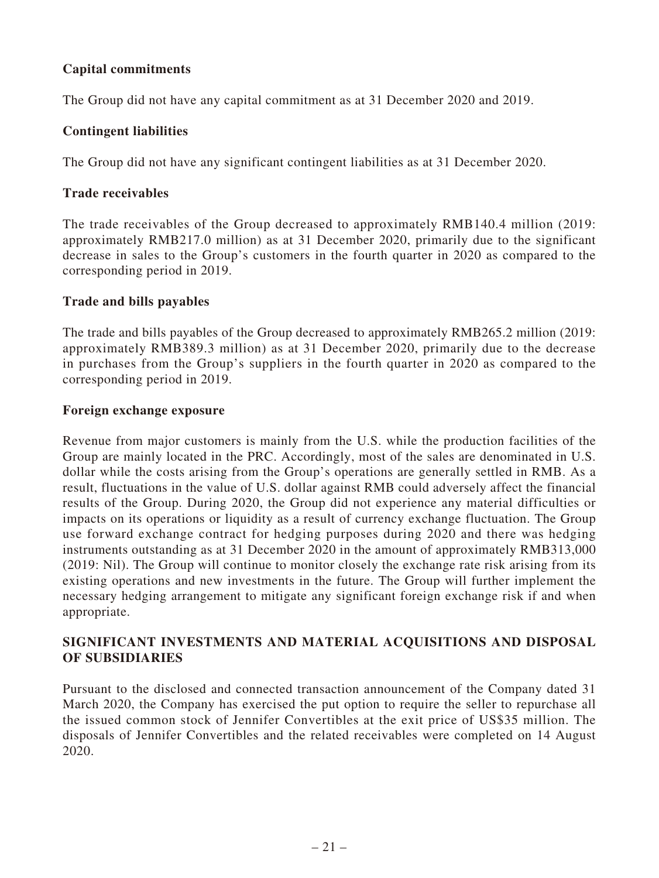**Capital commitments**

The Group did not have any capital commitment as at 31 December 2020 and 2019.

**Contingent liabilities**

The Group did not have any significant contingent liabilities as at 31 December 2020.

**Trade receivables**

The trade receivables of the Group decreased to approximately RMB140.4 million (2019: approximately RMB217.0 million) as at 31 December 2020, primarily due to the significant decrease in sales to the Group's customers in the fourth quarter in 2020 as compared to the corresponding period in 2019.

**Trade and bills payables**

The trade and bills payables of the Group decreased to approximately RMB265.2 million (2019: approximately RMB389.3 million) as at 31 December 2020, primarily due to the decrease in purchases from the Group's suppliers in the fourth quarter in 2020 as compared to the corresponding period in 2019.

**Foreign exchange exposure**

Revenue from major customers is mainly from the U.S. while the production facilities of the Group are mainly located in the PRC. Accordingly, most of the sales are denominated in U.S. dollar while the costs arising from the Group's operations are generally settled in RMB. As a result, fluctuations in the value of U.S. dollar against RMB could adversely affect the financial results of the Group. During 2020, the Group did not experience any material difficulties or impacts on its operations or liquidity as a result of currency exchange fluctuation. The Group use forward exchange contract for hedging purposes during 2020 and there was hedging instruments outstanding as at 31 December 2020 in the amount of approximately RMB313,000 (2019: Nil). The Group will continue to monitor closely the exchange rate risk arising from its existing operations and new investments in the future. The Group will further implement the necessary hedging arrangement to mitigate any significant foreign exchange risk if and when appropriate.

## SIGNIFICANT INVESTMENTS AND MATERIAL ACQUISITIONS AND DISPOSAL OF SUBSIDIARIES

Pursuant to the disclosed and connected transaction announcement of the Company dated 31 March 2020, the Company has exercised the put option to require the seller to repurchase all the issued common stock of Jennifer Convertibles at the exit price of US$35 million. The disposals of Jennifer Convertibles and the related receivables were completed on 14 August 2020.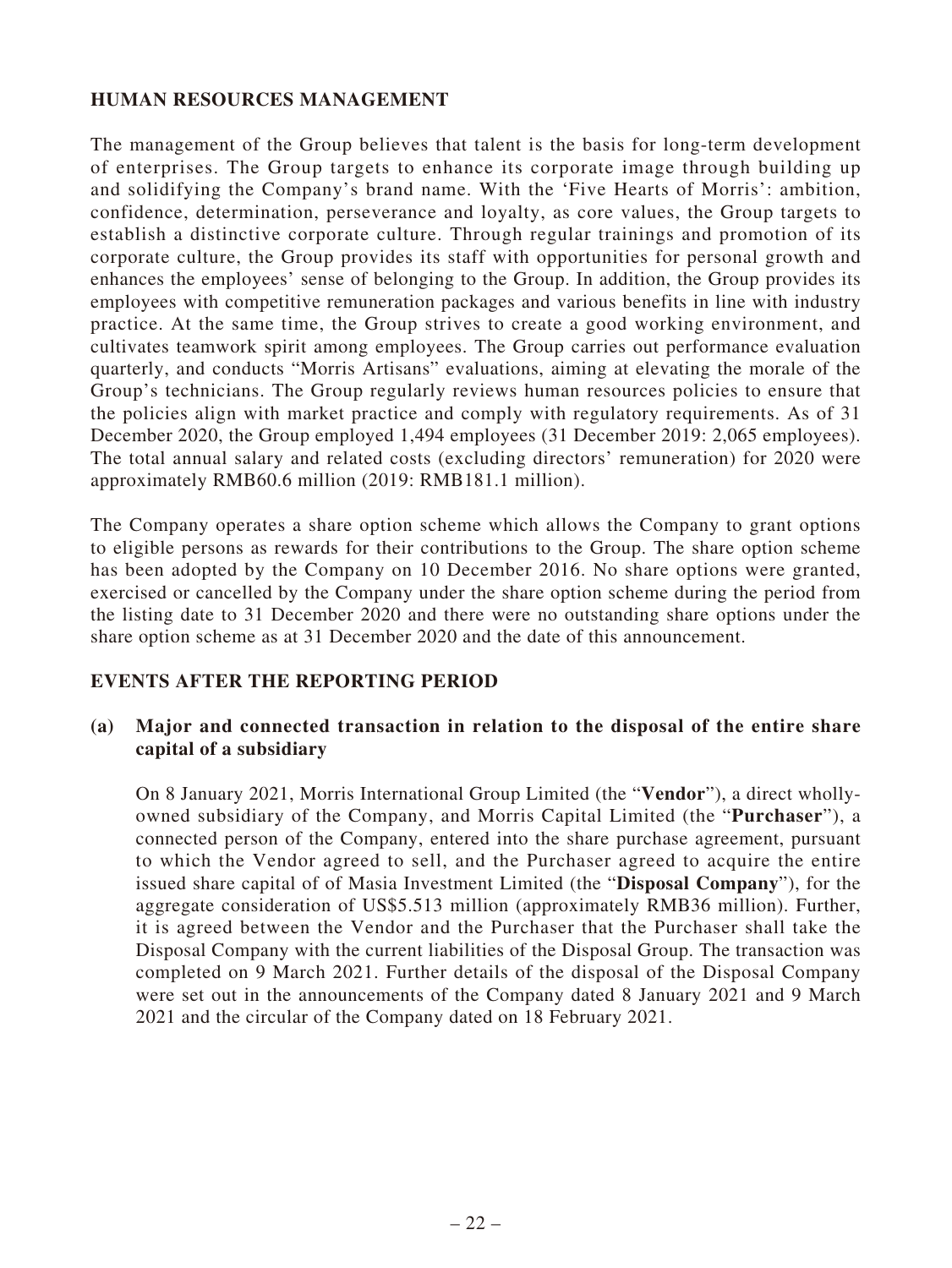## HUMAN RESOURCES MANAGEMENT

The management of the Group believes that talent is the basis for long-term development of enterprises. The Group targets to enhance its corporate image through building up and solidifying the Company's brand name. With the 'Five Hearts of Morris': ambition, confidence, determination, perseverance and loyalty, as core values, the Group targets to establish a distinctive corporate culture. Through regular trainings and promotion of its corporate culture, the Group provides its staff with opportunities for personal growth and enhances the employees' sense of belonging to the Group. In addition, the Group provides its employees with competitive remuneration packages and various benefits in line with industry practice. At the same time, the Group strives to create a good working environment, and cultivates teamwork spirit among employees. The Group carries out performance evaluation quarterly, and conducts "Morris Artisans" evaluations, aiming at elevating the morale of the Group's technicians. The Group regularly reviews human resources policies to ensure that the policies align with market practice and comply with regulatory requirements. As of 31 December 2020, the Group employed 1,494 employees (31 December 2019: 2,065 employees). The total annual salary and related costs (excluding directors' remuneration) for 2020 were approximately RMB60.6 million (2019: RMB181.1 million).

The Company operates a share option scheme which allows the Company to grant options to eligible persons as rewards for their contributions to the Group. The share option scheme has been adopted by the Company on 10 December 2016. No share options were granted, exercised or cancelled by the Company under the share option scheme during the period from the listing date to 31 December 2020 and there were no outstanding share options under the share option scheme as at 31 December 2020 and the date of this announcement.

## EVENTS AFTER THE REPORTING PERIOD

### (a) Major and connected transaction in relation to the disposal of the entire share capital of a subsidiary

On 8 January 2021, Morris International Group Limited (the "**Vendor**"), a direct wholly-owned subsidiary of the Company, and Morris Capital Limited (the "**Purchaser**"), a connected person of the Company, entered into the share purchase agreement, pursuant to which the Vendor agreed to sell, and the Purchaser agreed to acquire the entire issued share capital of of Masia Investment Limited (the "**Disposal Company**"), for the aggregate consideration of US$5.513 million (approximately RMB36 million). Further, it is agreed between the Vendor and the Purchaser that the Purchaser shall take the Disposal Company with the current liabilities of the Disposal Group. The transaction was completed on 9 March 2021. Further details of the disposal of the Disposal Company were set out in the announcements of the Company dated 8 January 2021 and 9 March 2021 and the circular of the Company dated on 18 February 2021.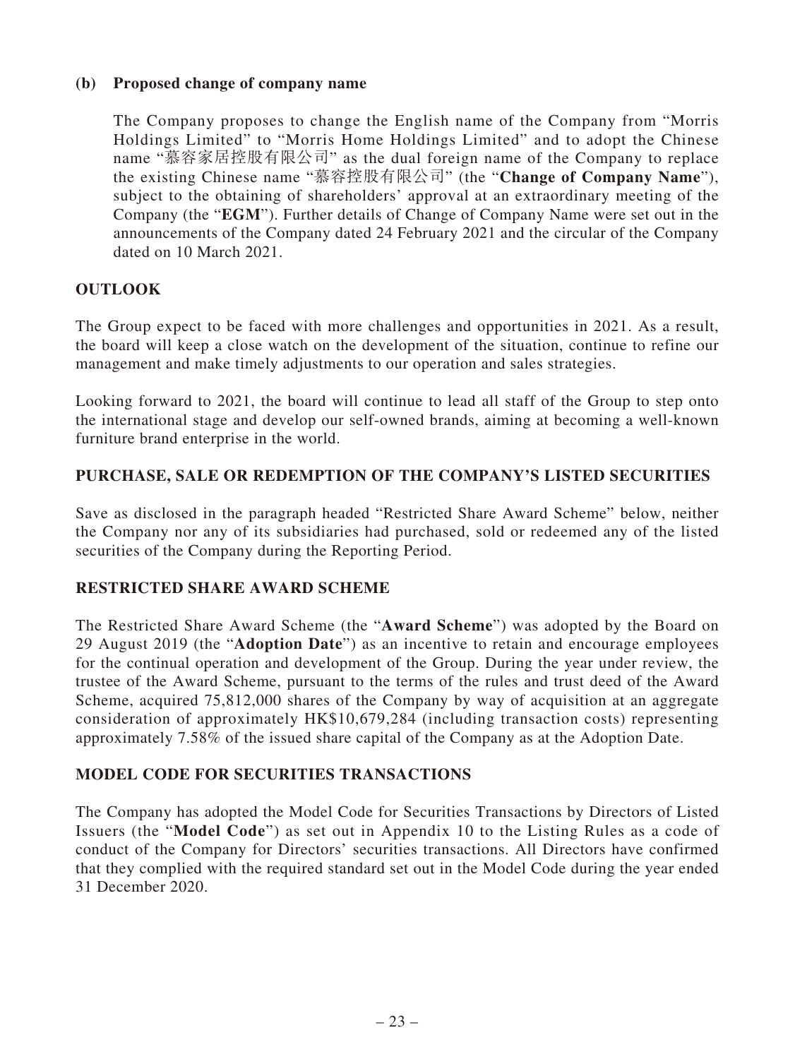**(b) Proposed change of company name**

The Company proposes to change the English name of the Company from "Morris Holdings Limited" to "Morris Home Holdings Limited" and to adopt the Chinese name "慕容家居控股有限公司" as the dual foreign name of the Company to replace the existing Chinese name "慕容控股有限公司" (the "**Change of Company Name**"), subject to the obtaining of shareholders' approval at an extraordinary meeting of the Company (the "**EGM**"). Further details of Change of Company Name were set out in the announcements of the Company dated 24 February 2021 and the circular of the Company dated on 10 March 2021.

## OUTLOOK

The Group expect to be faced with more challenges and opportunities in 2021. As a result, the board will keep a close watch on the development of the situation, continue to refine our management and make timely adjustments to our operation and sales strategies.

Looking forward to 2021, the board will continue to lead all staff of the Group to step onto the international stage and develop our self-owned brands, aiming at becoming a well-known furniture brand enterprise in the world.

## PURCHASE, SALE OR REDEMPTION OF THE COMPANY'S LISTED SECURITIES

Save as disclosed in the paragraph headed "Restricted Share Award Scheme" below, neither the Company nor any of its subsidiaries had purchased, sold or redeemed any of the listed securities of the Company during the Reporting Period.

## RESTRICTED SHARE AWARD SCHEME

The Restricted Share Award Scheme (the "**Award Scheme**") was adopted by the Board on 29 August 2019 (the "**Adoption Date**") as an incentive to retain and encourage employees for the continual operation and development of the Group. During the year under review, the trustee of the Award Scheme, pursuant to the terms of the rules and trust deed of the Award Scheme, acquired 75,812,000 shares of the Company by way of acquisition at an aggregate consideration of approximately HK$10,679,284 (including transaction costs) representing approximately 7.58% of the issued share capital of the Company as at the Adoption Date.

## MODEL CODE FOR SECURITIES TRANSACTIONS

The Company has adopted the Model Code for Securities Transactions by Directors of Listed Issuers (the "**Model Code**") as set out in Appendix 10 to the Listing Rules as a code of conduct of the Company for Directors' securities transactions. All Directors have confirmed that they complied with the required standard set out in the Model Code during the year ended 31 December 2020.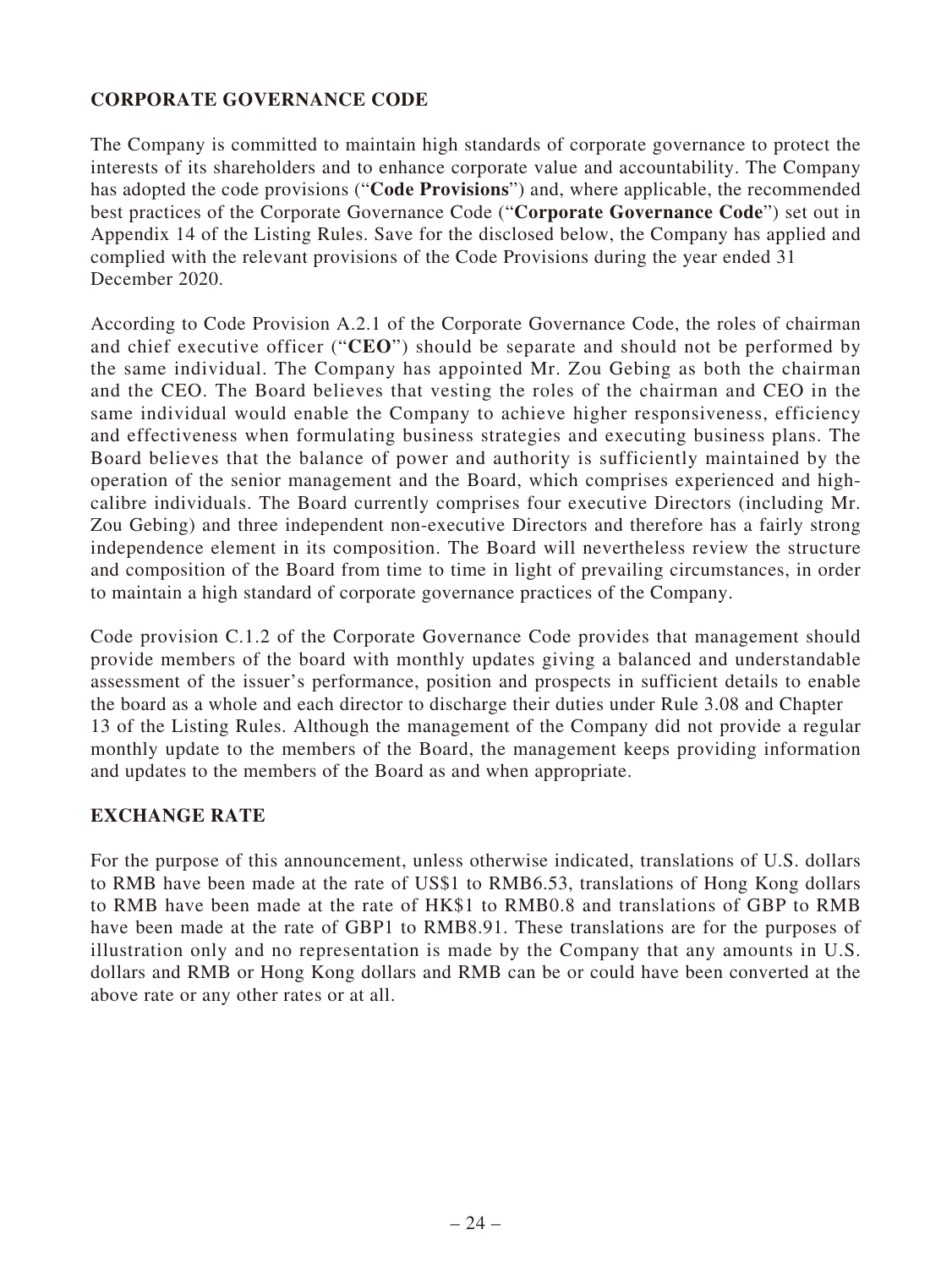## CORPORATE GOVERNANCE CODE

The Company is committed to maintain high standards of corporate governance to protect the interests of its shareholders and to enhance corporate value and accountability. The Company has adopted the code provisions ("**Code Provisions**") and, where applicable, the recommended best practices of the Corporate Governance Code ("**Corporate Governance Code**") set out in Appendix 14 of the Listing Rules. Save for the disclosed below, the Company has applied and complied with the relevant provisions of the Code Provisions during the year ended 31 December 2020.

According to Code Provision A.2.1 of the Corporate Governance Code, the roles of chairman and chief executive officer ("**CEO**") should be separate and should not be performed by the same individual. The Company has appointed Mr. Zou Gebing as both the chairman and the CEO. The Board believes that vesting the roles of the chairman and CEO in the same individual would enable the Company to achieve higher responsiveness, efficiency and effectiveness when formulating business strategies and executing business plans. The Board believes that the balance of power and authority is sufficiently maintained by the operation of the senior management and the Board, which comprises experienced and high-calibre individuals. The Board currently comprises four executive Directors (including Mr. Zou Gebing) and three independent non-executive Directors and therefore has a fairly strong independence element in its composition. The Board will nevertheless review the structure and composition of the Board from time to time in light of prevailing circumstances, in order to maintain a high standard of corporate governance practices of the Company.

Code provision C.1.2 of the Corporate Governance Code provides that management should provide members of the board with monthly updates giving a balanced and understandable assessment of the issuer's performance, position and prospects in sufficient details to enable the board as a whole and each director to discharge their duties under Rule 3.08 and Chapter 13 of the Listing Rules. Although the management of the Company did not provide a regular monthly update to the members of the Board, the management keeps providing information and updates to the members of the Board as and when appropriate.

## EXCHANGE RATE

For the purpose of this announcement, unless otherwise indicated, translations of U.S. dollars to RMB have been made at the rate of US$1 to RMB6.53, translations of Hong Kong dollars to RMB have been made at the rate of HK$1 to RMB0.8 and translations of GBP to RMB have been made at the rate of GBP1 to RMB8.91. These translations are for the purposes of illustration only and no representation is made by the Company that any amounts in U.S. dollars and RMB or Hong Kong dollars and RMB can be or could have been converted at the above rate or any other rates or at all.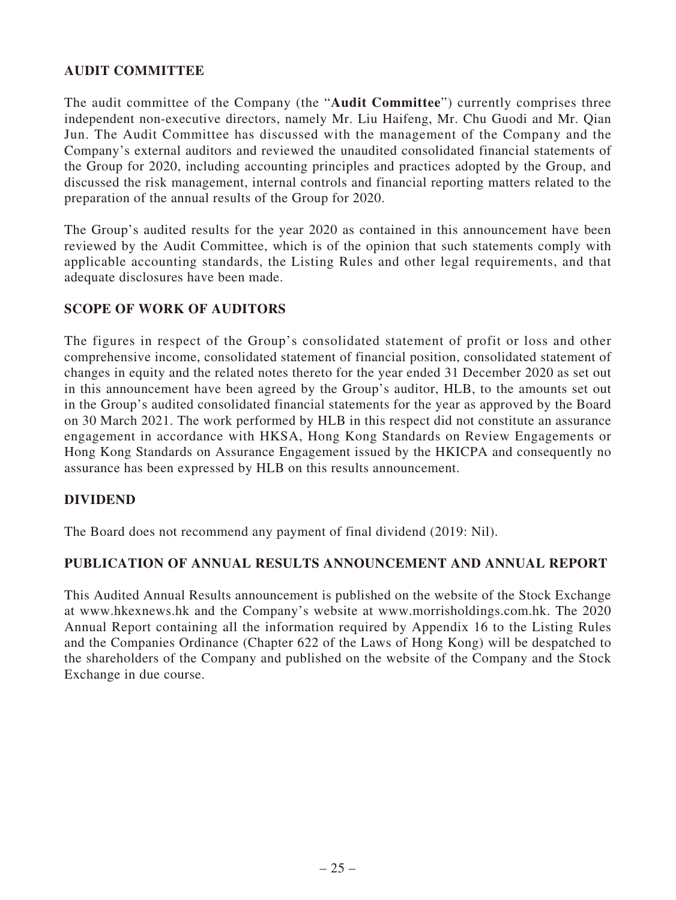## AUDIT COMMITTEE

The audit committee of the Company (the "**Audit Committee**") currently comprises three independent non-executive directors, namely Mr. Liu Haifeng, Mr. Chu Guodi and Mr. Qian Jun. The Audit Committee has discussed with the management of the Company and the Company's external auditors and reviewed the unaudited consolidated financial statements of the Group for 2020, including accounting principles and practices adopted by the Group, and discussed the risk management, internal controls and financial reporting matters related to the preparation of the annual results of the Group for 2020.

The Group's audited results for the year 2020 as contained in this announcement have been reviewed by the Audit Committee, which is of the opinion that such statements comply with applicable accounting standards, the Listing Rules and other legal requirements, and that adequate disclosures have been made.

## SCOPE OF WORK OF AUDITORS

The figures in respect of the Group's consolidated statement of profit or loss and other comprehensive income, consolidated statement of financial position, consolidated statement of changes in equity and the related notes thereto for the year ended 31 December 2020 as set out in this announcement have been agreed by the Group's auditor, HLB, to the amounts set out in the Group's audited consolidated financial statements for the year as approved by the Board on 30 March 2021. The work performed by HLB in this respect did not constitute an assurance engagement in accordance with HKSA, Hong Kong Standards on Review Engagements or Hong Kong Standards on Assurance Engagement issued by the HKICPA and consequently no assurance has been expressed by HLB on this results announcement.

## DIVIDEND

The Board does not recommend any payment of final dividend (2019: Nil).

## PUBLICATION OF ANNUAL RESULTS ANNOUNCEMENT AND ANNUAL REPORT

This Audited Annual Results announcement is published on the website of the Stock Exchange at www.hkexnews.hk and the Company's website at www.morrisholdings.com.hk. The 2020 Annual Report containing all the information required by Appendix 16 to the Listing Rules and the Companies Ordinance (Chapter 622 of the Laws of Hong Kong) will be despatched to the shareholders of the Company and published on the website of the Company and the Stock Exchange in due course.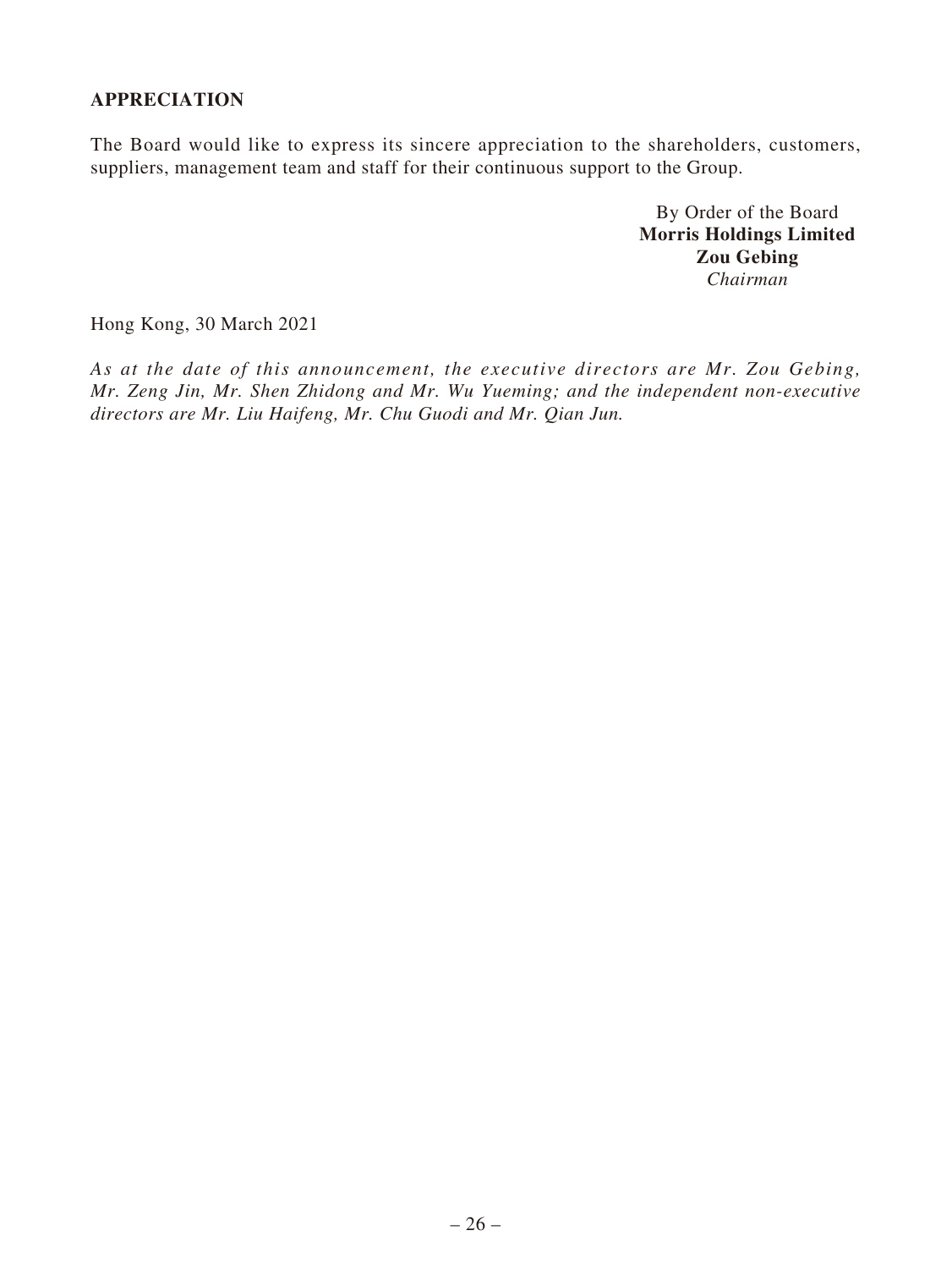## APPRECIATION

The Board would like to express its sincere appreciation to the shareholders, customers, suppliers, management team and staff for their continuous support to the Group.

By Order of the Board  
**Morris Holdings Limited**  
**Zou Gebing**  
*Chairman*

Hong Kong, 30 March 2021

*As at the date of this announcement, the executive directors are Mr. Zou Gebing, Mr. Zeng Jin, Mr. Shen Zhidong and Mr. Wu Yueming; and the independent non-executive directors are Mr. Liu Haifeng, Mr. Chu Guodi and Mr. Qian Jun.*